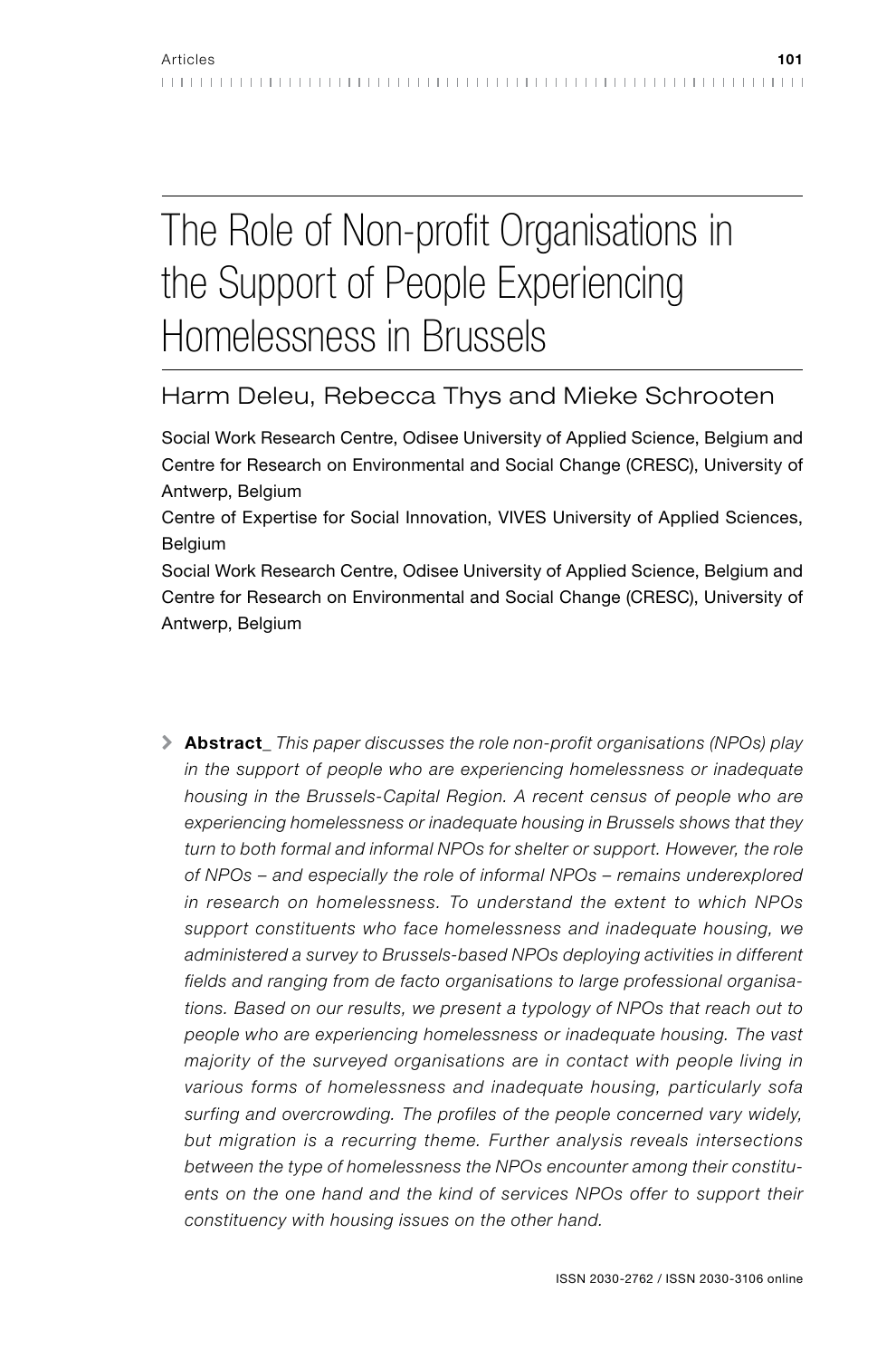# The Role of Non-profit Organisations in the Support of People Experiencing Homelessness in Brussels

## Harm Deleu, Rebecca Thys and Mieke Schrooten

Social Work Research Centre, Odisee University of Applied Science, Belgium and Centre for Research on Environmental and Social Change (CRESC), University of Antwerp, Belgium

Centre of Expertise for Social Innovation, VIVES University of Applied Sciences, Belgium

Social Work Research Centre, Odisee University of Applied Science, Belgium and Centre for Research on Environmental and Social Change (CRESC), University of Antwerp, Belgium

> **Abstract_** *This paper discusses the role non-profit organisations (NPOs) play in the support of people who are experiencing homelessness or inadequate housing in the Brussels-Capital Region. A recent census of people who are experiencing homelessness or inadequate housing in Brussels shows that they turn to both formal and informal NPOs for shelter or support. However, the role of NPOs – and especially the role of informal NPOs – remains underexplored in research on homelessness. To understand the extent to which NPOs support constituents who face homelessness and inadequate housing, we administered a survey to Brussels-based NPOs deploying activities in different fields and ranging from de facto organisations to large professional organisations. Based on our results, we present a typology of NPOs that reach out to people who are experiencing homelessness or inadequate housing. The vast majority of the surveyed organisations are in contact with people living in various forms of homelessness and inadequate housing, particularly sofa surfing and overcrowding. The profiles of the people concerned vary widely, but migration is a recurring theme. Further analysis reveals intersections between the type of homelessness the NPOs encounter among their constituents on the one hand and the kind of services NPOs offer to support their constituency with housing issues on the other hand.*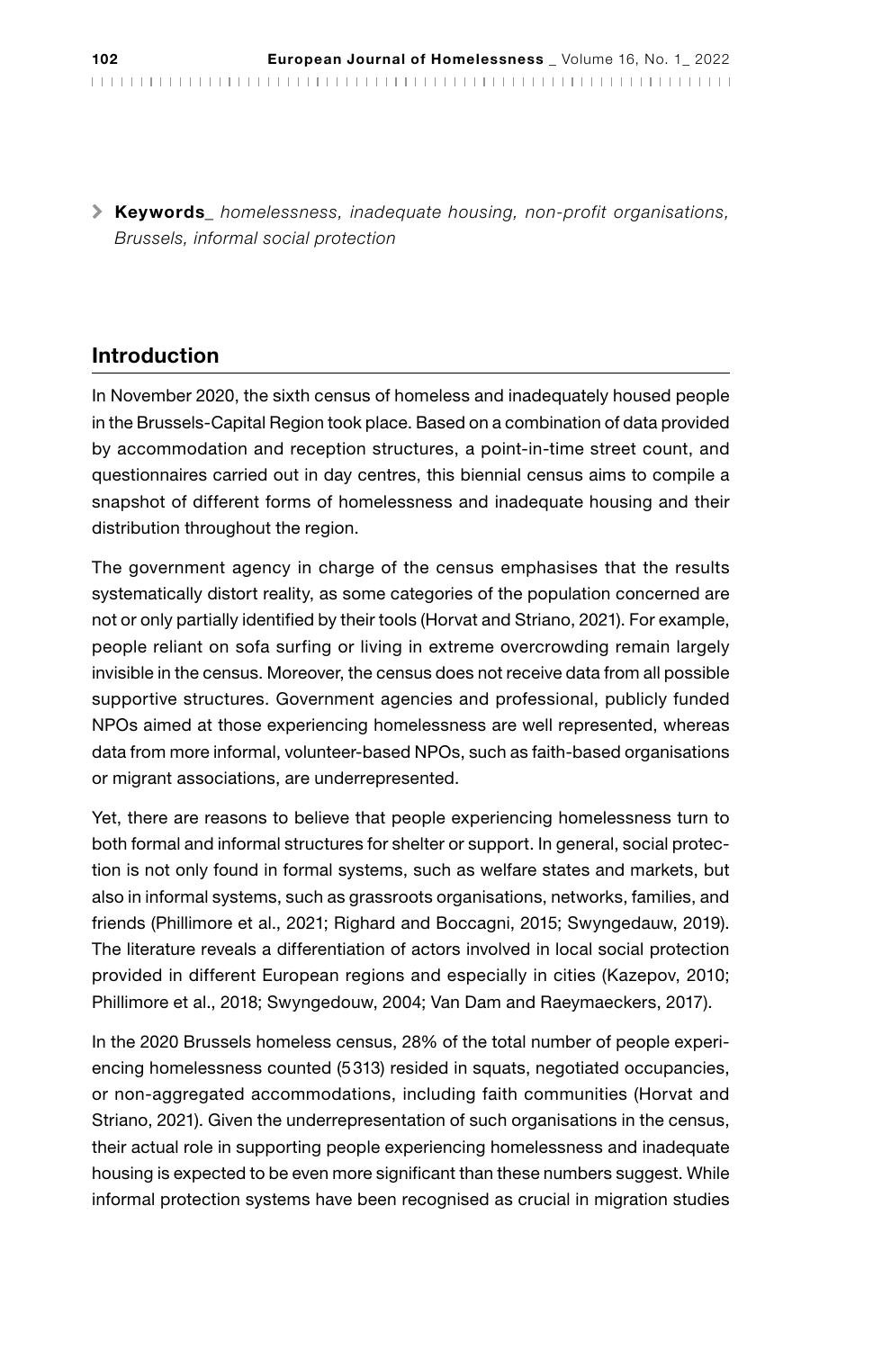**Keywords_** *homelessness, inadequate housing, non-profit organisations, Brussels, informal social protection*

## Introduction

In November 2020, the sixth census of homeless and inadequately housed people in the Brussels-Capital Region took place. Based on a combination of data provided by accommodation and reception structures, a point-in-time street count, and questionnaires carried out in day centres, this biennial census aims to compile a snapshot of different forms of homelessness and inadequate housing and their distribution throughout the region.

The government agency in charge of the census emphasises that the results systematically distort reality, as some categories of the population concerned are not or only partially identified by their tools (Horvat and Striano, 2021). For example, people reliant on sofa surfing or living in extreme overcrowding remain largely invisible in the census. Moreover, the census does not receive data from all possible supportive structures. Government agencies and professional, publicly funded NPOs aimed at those experiencing homelessness are well represented, whereas data from more informal, volunteer-based NPOs, such as faith-based organisations or migrant associations, are underrepresented.

Yet, there are reasons to believe that people experiencing homelessness turn to both formal and informal structures for shelter or support. In general, social protection is not only found in formal systems, such as welfare states and markets, but also in informal systems, such as grassroots organisations, networks, families, and friends (Phillimore et al., 2021; Righard and Boccagni, 2015; Swyngedauw, 2019). The literature reveals a differentiation of actors involved in local social protection provided in different European regions and especially in cities (Kazepov, 2010; Phillimore et al., 2018; Swyngedouw, 2004; Van Dam and Raeymaeckers, 2017).

In the 2020 Brussels homeless census, 28% of the total number of people experiencing homelessness counted (5313) resided in squats, negotiated occupancies, or non-aggregated accommodations, including faith communities (Horvat and Striano, 2021). Given the underrepresentation of such organisations in the census, their actual role in supporting people experiencing homelessness and inadequate housing is expected to be even more significant than these numbers suggest. While informal protection systems have been recognised as crucial in migration studies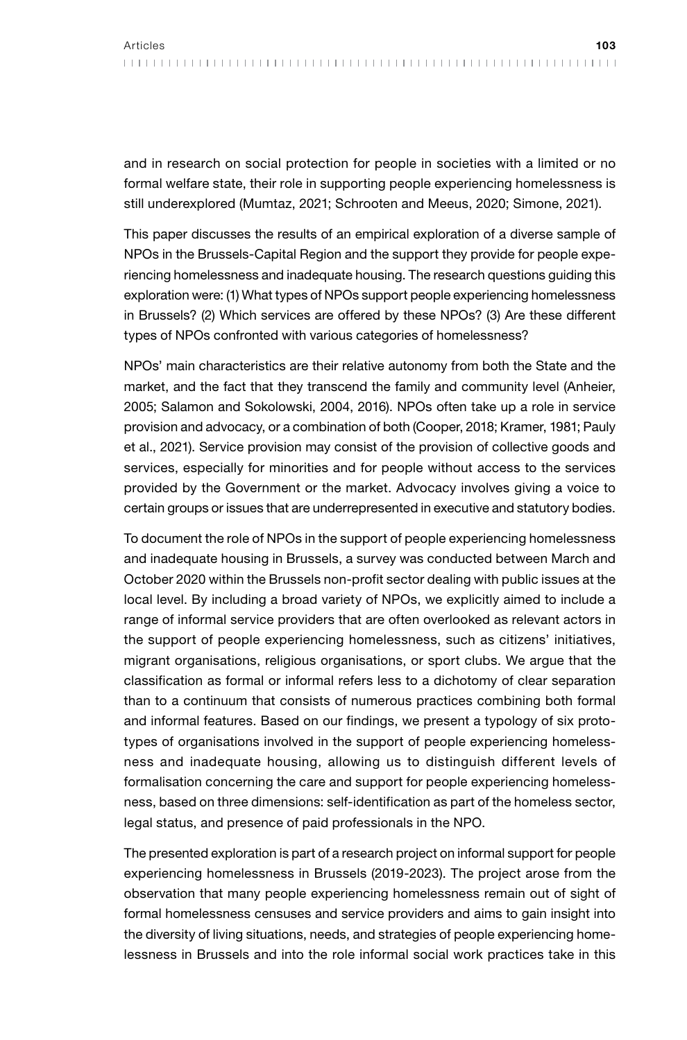and in research on social protection for people in societies with a limited or no formal welfare state, their role in supporting people experiencing homelessness is still underexplored (Mumtaz, 2021; Schrooten and Meeus, 2020; Simone, 2021).

This paper discusses the results of an empirical exploration of a diverse sample of NPOs in the Brussels-Capital Region and the support they provide for people experiencing homelessness and inadequate housing. The research questions guiding this exploration were: (1) What types of NPOs support people experiencing homelessness in Brussels? (2) Which services are offered by these NPOs? (3) Are these different types of NPOs confronted with various categories of homelessness?

NPOs' main characteristics are their relative autonomy from both the State and the market, and the fact that they transcend the family and community level (Anheier, 2005; Salamon and Sokolowski, 2004, 2016). NPOs often take up a role in service provision and advocacy, or a combination of both (Cooper, 2018; Kramer, 1981; Pauly et al., 2021). Service provision may consist of the provision of collective goods and services, especially for minorities and for people without access to the services provided by the Government or the market. Advocacy involves giving a voice to certain groups or issues that are underrepresented in executive and statutory bodies.

To document the role of NPOs in the support of people experiencing homelessness and inadequate housing in Brussels, a survey was conducted between March and October 2020 within the Brussels non-profit sector dealing with public issues at the local level. By including a broad variety of NPOs, we explicitly aimed to include a range of informal service providers that are often overlooked as relevant actors in the support of people experiencing homelessness, such as citizens' initiatives, migrant organisations, religious organisations, or sport clubs. We argue that the classification as formal or informal refers less to a dichotomy of clear separation than to a continuum that consists of numerous practices combining both formal and informal features. Based on our findings, we present a typology of six prototypes of organisations involved in the support of people experiencing homelessness and inadequate housing, allowing us to distinguish different levels of formalisation concerning the care and support for people experiencing homelessness, based on three dimensions: self-identification as part of the homeless sector, legal status, and presence of paid professionals in the NPO.

The presented exploration is part of a research project on informal support for people experiencing homelessness in Brussels (2019-2023). The project arose from the observation that many people experiencing homelessness remain out of sight of formal homelessness censuses and service providers and aims to gain insight into the diversity of living situations, needs, and strategies of people experiencing homelessness in Brussels and into the role informal social work practices take in this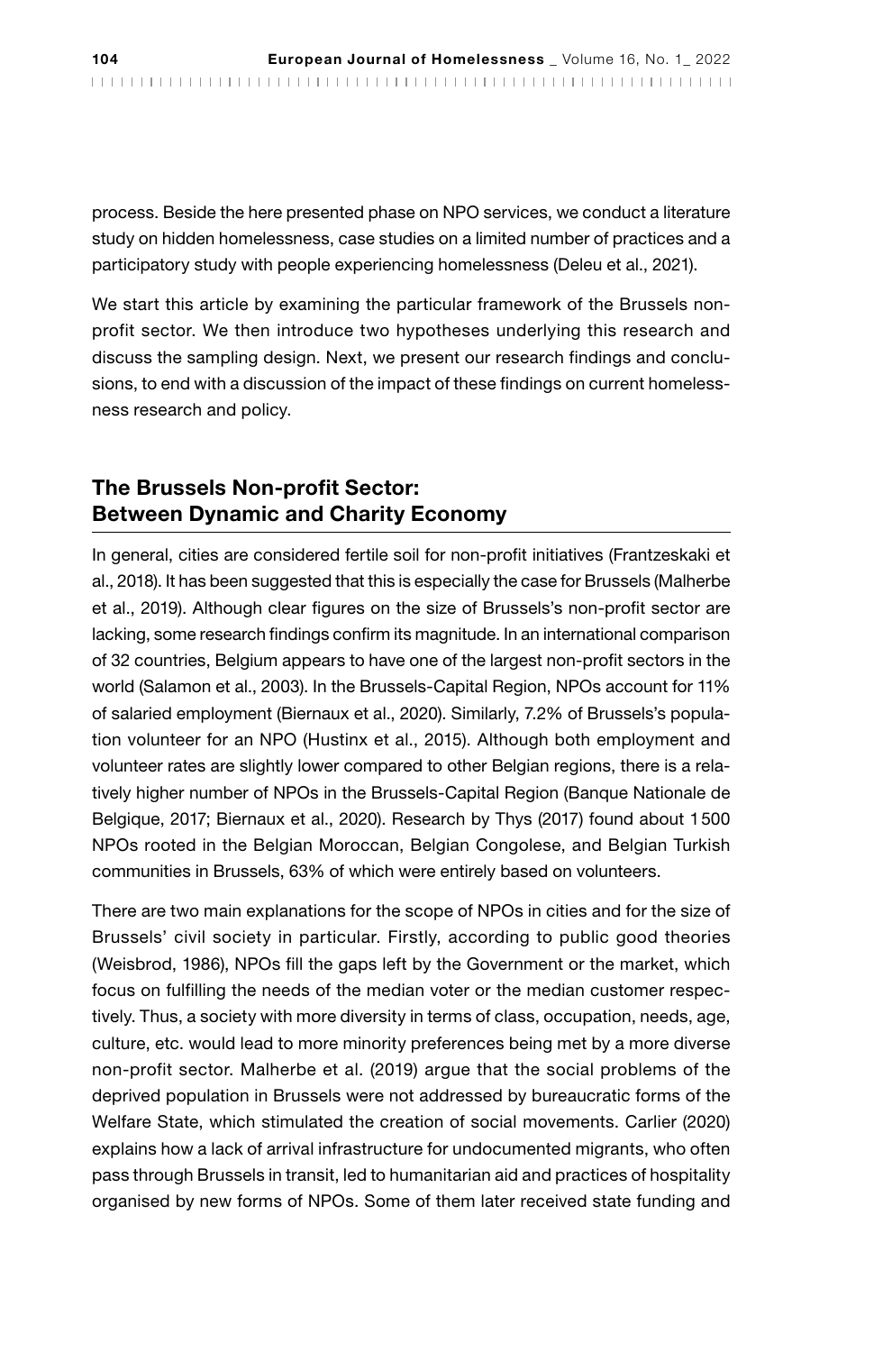process. Beside the here presented phase on NPO services, we conduct a literature study on hidden homelessness, case studies on a limited number of practices and a participatory study with people experiencing homelessness (Deleu et al., 2021).

We start this article by examining the particular framework of the Brussels non-profit sector. We then introduce two hypotheses underlying this research and discuss the sampling design. Next, we present our research findings and conclusions, to end with a discussion of the impact of these findings on current homelessness research and policy.

## The Brussels Non-profit Sector: Between Dynamic and Charity Economy

In general, cities are considered fertile soil for non-profit initiatives (Frantzeskaki et al., 2018). It has been suggested that this is especially the case for Brussels (Malherbe et al., 2019). Although clear figures on the size of Brussels's non-profit sector are lacking, some research findings confirm its magnitude. In an international comparison of 32 countries, Belgium appears to have one of the largest non-profit sectors in the world (Salamon et al., 2003). In the Brussels-Capital Region, NPOs account for 11% of salaried employment (Biernaux et al., 2020). Similarly, 7.2% of Brussels's population volunteer for an NPO (Hustinx et al., 2015). Although both employment and volunteer rates are slightly lower compared to other Belgian regions, there is a relatively higher number of NPOs in the Brussels-Capital Region (Banque Nationale de Belgique, 2017; Biernaux et al., 2020). Research by Thys (2017) found about 1500 NPOs rooted in the Belgian Moroccan, Belgian Congolese, and Belgian Turkish communities in Brussels, 63% of which were entirely based on volunteers.

There are two main explanations for the scope of NPOs in cities and for the size of Brussels' civil society in particular. Firstly, according to public good theories (Weisbrod, 1986), NPOs fill the gaps left by the Government or the market, which focus on fulfilling the needs of the median voter or the median customer respectively. Thus, a society with more diversity in terms of class, occupation, needs, age, culture, etc. would lead to more minority preferences being met by a more diverse non-profit sector. Malherbe et al. (2019) argue that the social problems of the deprived population in Brussels were not addressed by bureaucratic forms of the Welfare State, which stimulated the creation of social movements. Carlier (2020) explains how a lack of arrival infrastructure for undocumented migrants, who often pass through Brussels in transit, led to humanitarian aid and practices of hospitality organised by new forms of NPOs. Some of them later received state funding and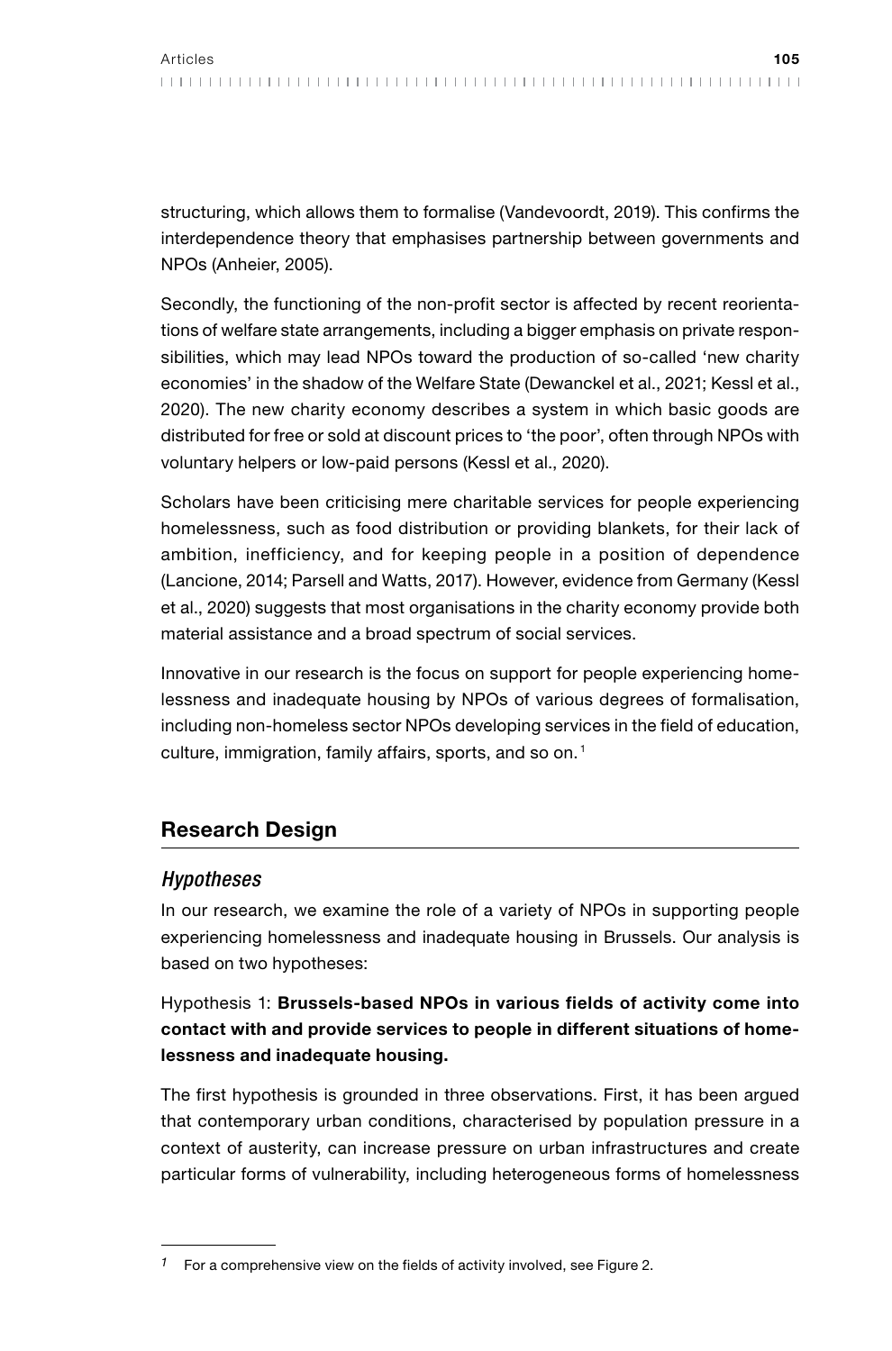structuring, which allows them to formalise (Vandevoordt, 2019). This confirms the interdependence theory that emphasises partnership between governments and NPOs (Anheier, 2005).

Secondly, the functioning of the non-profit sector is affected by recent reorientations of welfare state arrangements, including a bigger emphasis on private responsibilities, which may lead NPOs toward the production of so-called 'new charity economies' in the shadow of the Welfare State (Dewanckel et al., 2021; Kessl et al., 2020). The new charity economy describes a system in which basic goods are distributed for free or sold at discount prices to 'the poor', often through NPOs with voluntary helpers or low-paid persons (Kessl et al., 2020).

Scholars have been criticising mere charitable services for people experiencing homelessness, such as food distribution or providing blankets, for their lack of ambition, inefficiency, and for keeping people in a position of dependence (Lancione, 2014; Parsell and Watts, 2017). However, evidence from Germany (Kessl et al., 2020) suggests that most organisations in the charity economy provide both material assistance and a broad spectrum of social services.

Innovative in our research is the focus on support for people experiencing homelessness and inadequate housing by NPOs of various degrees of formalisation, including non-homeless sector NPOs developing services in the field of education, culture, immigration, family affairs, sports, and so on.[1]

## Research Design

### *Hypotheses*

In our research, we examine the role of a variety of NPOs in supporting people experiencing homelessness and inadequate housing in Brussels. Our analysis is based on two hypotheses:

Hypothesis 1: **Brussels-based NPOs in various fields of activity come into contact with and provide services to people in different situations of homelessness and inadequate housing.**

The first hypothesis is grounded in three observations. First, it has been argued that contemporary urban conditions, characterised by population pressure in a context of austerity, can increase pressure on urban infrastructures and create particular forms of vulnerability, including heterogeneous forms of homelessness

[1] For a comprehensive view on the fields of activity involved, see Figure 2.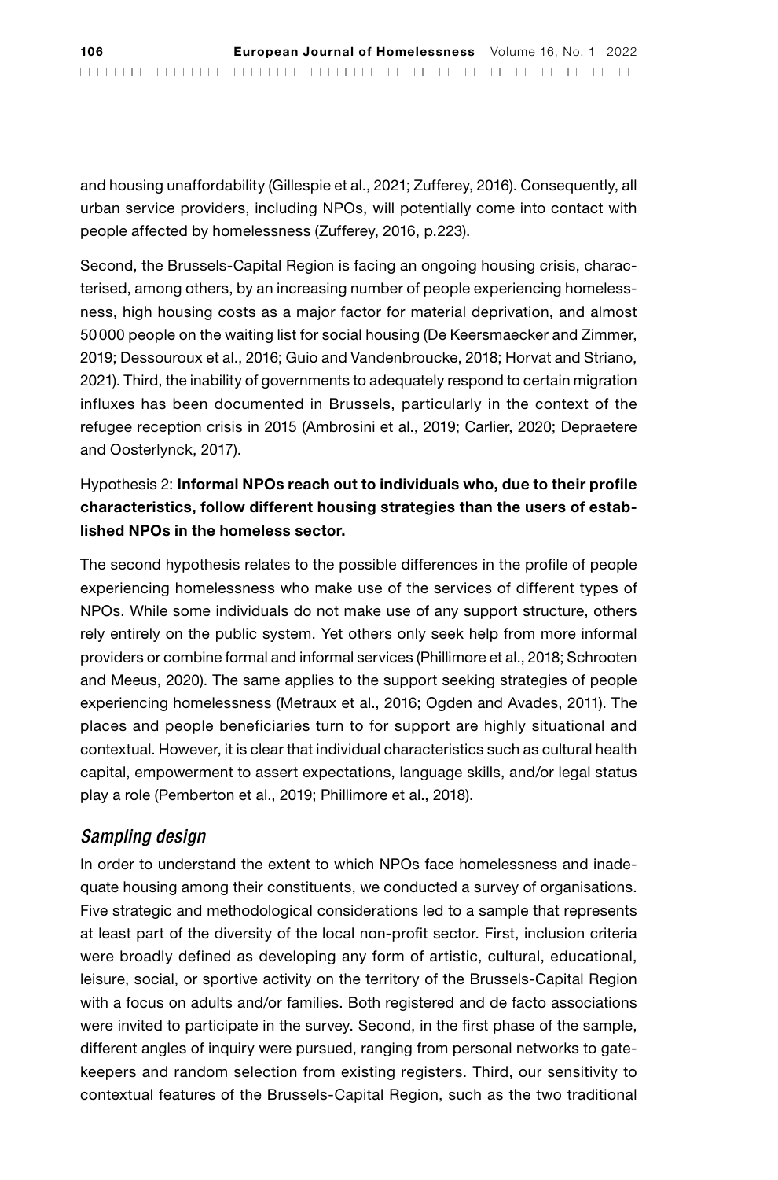and housing unaffordability (Gillespie et al., 2021; Zufferey, 2016). Consequently, all urban service providers, including NPOs, will potentially come into contact with people affected by homelessness (Zufferey, 2016, p.223).

Second, the Brussels-Capital Region is facing an ongoing housing crisis, characterised, among others, by an increasing number of people experiencing homelessness, high housing costs as a major factor for material deprivation, and almost 50 000 people on the waiting list for social housing (De Keersmaecker and Zimmer, 2019; Dessouroux et al., 2016; Guio and Vandenbroucke, 2018; Horvat and Striano, 2021). Third, the inability of governments to adequately respond to certain migration influxes has been documented in Brussels, particularly in the context of the refugee reception crisis in 2015 (Ambrosini et al., 2019; Carlier, 2020; Depraetere and Oosterlynck, 2017).

Hypothesis 2: **Informal NPOs reach out to individuals who, due to their profile characteristics, follow different housing strategies than the users of established NPOs in the homeless sector.**

The second hypothesis relates to the possible differences in the profile of people experiencing homelessness who make use of the services of different types of NPOs. While some individuals do not make use of any support structure, others rely entirely on the public system. Yet others only seek help from more informal providers or combine formal and informal services (Phillimore et al., 2018; Schrooten and Meeus, 2020). The same applies to the support seeking strategies of people experiencing homelessness (Metraux et al., 2016; Ogden and Avades, 2011). The places and people beneficiaries turn to for support are highly situational and contextual. However, it is clear that individual characteristics such as cultural health capital, empowerment to assert expectations, language skills, and/or legal status play a role (Pemberton et al., 2019; Phillimore et al., 2018).

### *Sampling design*

In order to understand the extent to which NPOs face homelessness and inadequate housing among their constituents, we conducted a survey of organisations. Five strategic and methodological considerations led to a sample that represents at least part of the diversity of the local non-profit sector. First, inclusion criteria were broadly defined as developing any form of artistic, cultural, educational, leisure, social, or sportive activity on the territory of the Brussels-Capital Region with a focus on adults and/or families. Both registered and de facto associations were invited to participate in the survey. Second, in the first phase of the sample, different angles of inquiry were pursued, ranging from personal networks to gatekeepers and random selection from existing registers. Third, our sensitivity to contextual features of the Brussels-Capital Region, such as the two traditional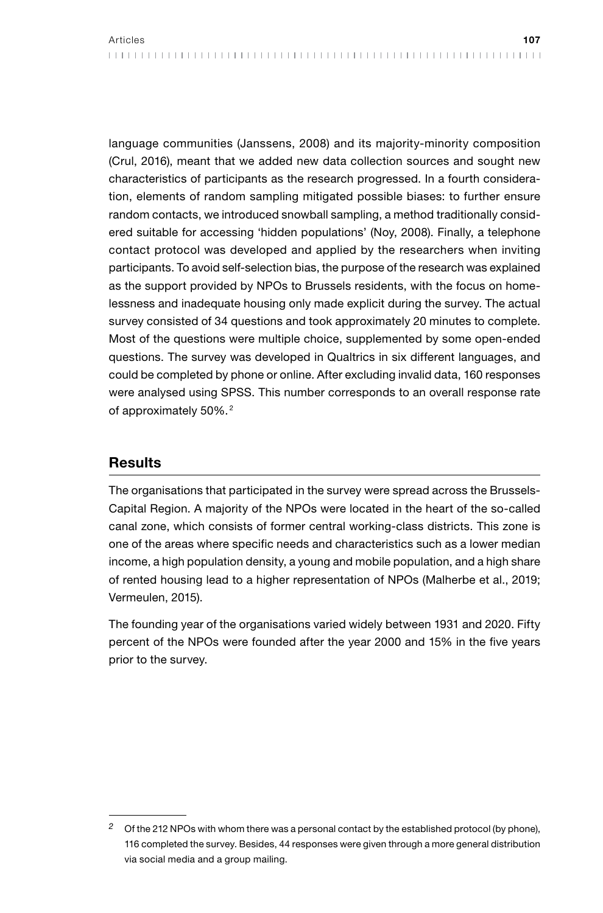language communities (Janssens, 2008) and its majority-minority composition (Crul, 2016), meant that we added new data collection sources and sought new characteristics of participants as the research progressed. In a fourth consideration, elements of random sampling mitigated possible biases: to further ensure random contacts, we introduced snowball sampling, a method traditionally considered suitable for accessing 'hidden populations' (Noy, 2008). Finally, a telephone contact protocol was developed and applied by the researchers when inviting participants. To avoid self-selection bias, the purpose of the research was explained as the support provided by NPOs to Brussels residents, with the focus on homelessness and inadequate housing only made explicit during the survey. The actual survey consisted of 34 questions and took approximately 20 minutes to complete. Most of the questions were multiple choice, supplemented by some open-ended questions. The survey was developed in Qualtrics in six different languages, and could be completed by phone or online. After excluding invalid data, 160 responses were analysed using SPSS. This number corresponds to an overall response rate of approximately 50%.[2]

## Results

The organisations that participated in the survey were spread across the Brussels-Capital Region. A majority of the NPOs were located in the heart of the so-called canal zone, which consists of former central working-class districts. This zone is one of the areas where specific needs and characteristics such as a lower median income, a high population density, a young and mobile population, and a high share of rented housing lead to a higher representation of NPOs (Malherbe et al., 2019; Vermeulen, 2015).

The founding year of the organisations varied widely between 1931 and 2020. Fifty percent of the NPOs were founded after the year 2000 and 15% in the five years prior to the survey.

---

[2] Of the 212 NPOs with whom there was a personal contact by the established protocol (by phone), 116 completed the survey. Besides, 44 responses were given through a more general distribution via social media and a group mailing.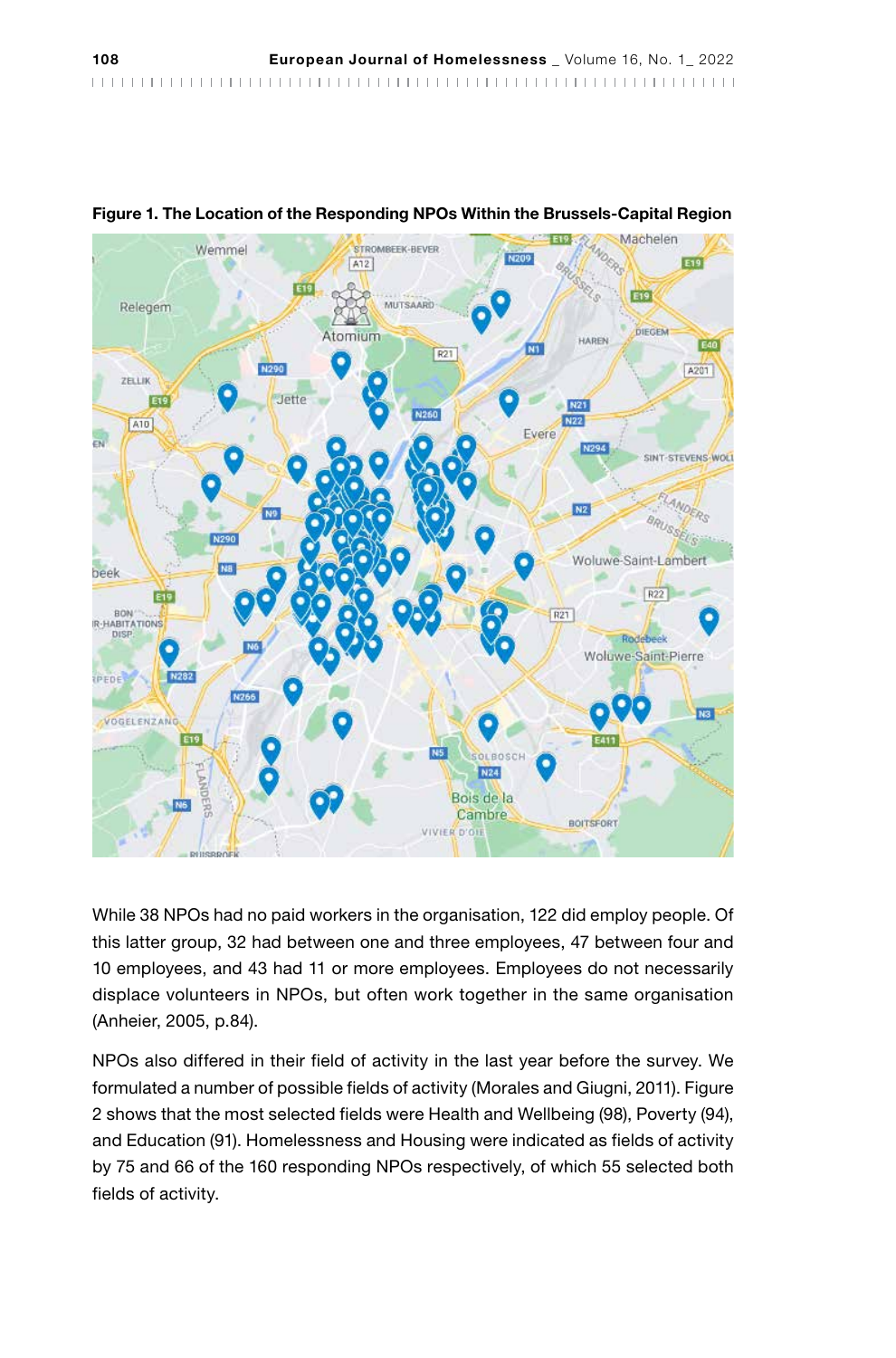**Figure 1. The Location of the Responding NPOs Within the Brussels-Capital Region**

While 38 NPOs had no paid workers in the organisation, 122 did employ people. Of this latter group, 32 had between one and three employees, 47 between four and 10 employees, and 43 had 11 or more employees. Employees do not necessarily displace volunteers in NPOs, but often work together in the same organisation (Anheier, 2005, p.84).

NPOs also differed in their field of activity in the last year before the survey. We formulated a number of possible fields of activity (Morales and Giugni, 2011). Figure 2 shows that the most selected fields were Health and Wellbeing (98), Poverty (94), and Education (91). Homelessness and Housing were indicated as fields of activity by 75 and 66 of the 160 responding NPOs respectively, of which 55 selected both fields of activity.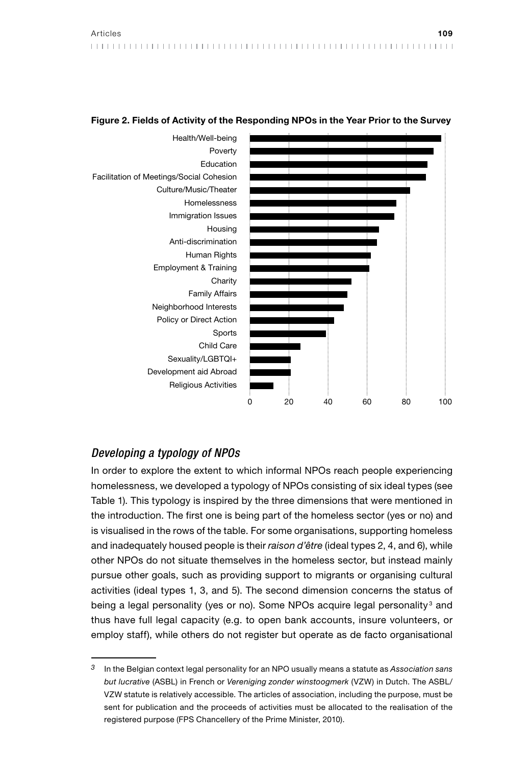**Figure 2. Fields of Activity of the Responding NPOs in the Year Prior to the Survey**

| Field of activity | Approx. value |
|---|---|
| Health/Well-being | 98 |
| Poverty | 94 |
| Education | 91 |
| Facilitation of Meetings/Social Cohesion | 90 |
| Culture/Music/Theater | 82 |
| Homelessness | 75 |
| Immigration Issues | 74 |
| Housing | 66 |
| Anti-discrimination | 65 |
| Human Rights | 62 |
| Employment & Training | 61 |
| Charity | 52 |
| Family Affairs | 50 |
| Neighborhood Interests | 48 |
| Policy or Direct Action | 43 |
| Sports | 39 |
| Child Care | 26 |
| Sexuality/LGBTQI+ | 21 |
| Development aid Abroad | 21 |
| Religious Activities | 12 |

## *Developing a typology of NPOs*

In order to explore the extent to which informal NPOs reach people experiencing homelessness, we developed a typology of NPOs consisting of six ideal types (see Table 1). This typology is inspired by the three dimensions that were mentioned in the introduction. The first one is being part of the homeless sector (yes or no) and is visualised in the rows of the table. For some organisations, supporting homeless and inadequately housed people is their *raison d'être* (ideal types 2, 4, and 6), while other NPOs do not situate themselves in the homeless sector, but instead mainly pursue other goals, such as providing support to migrants or organising cultural activities (ideal types 1, 3, and 5). The second dimension concerns the status of being a legal personality (yes or no). Some NPOs acquire legal personality[3] and thus have full legal capacity (e.g. to open bank accounts, insure volunteers, or employ staff), while others do not register but operate as de facto organisational

[3] In the Belgian context legal personality for an NPO usually means a statute as *Association sans but lucrative* (ASBL) in French or *Vereniging zonder winstoogmerk* (VZW) in Dutch. The ASBL/VZW statute is relatively accessible. The articles of association, including the purpose, must be sent for publication and the proceeds of activities must be allocated to the realisation of the registered purpose (FPS Chancellery of the Prime Minister, 2010).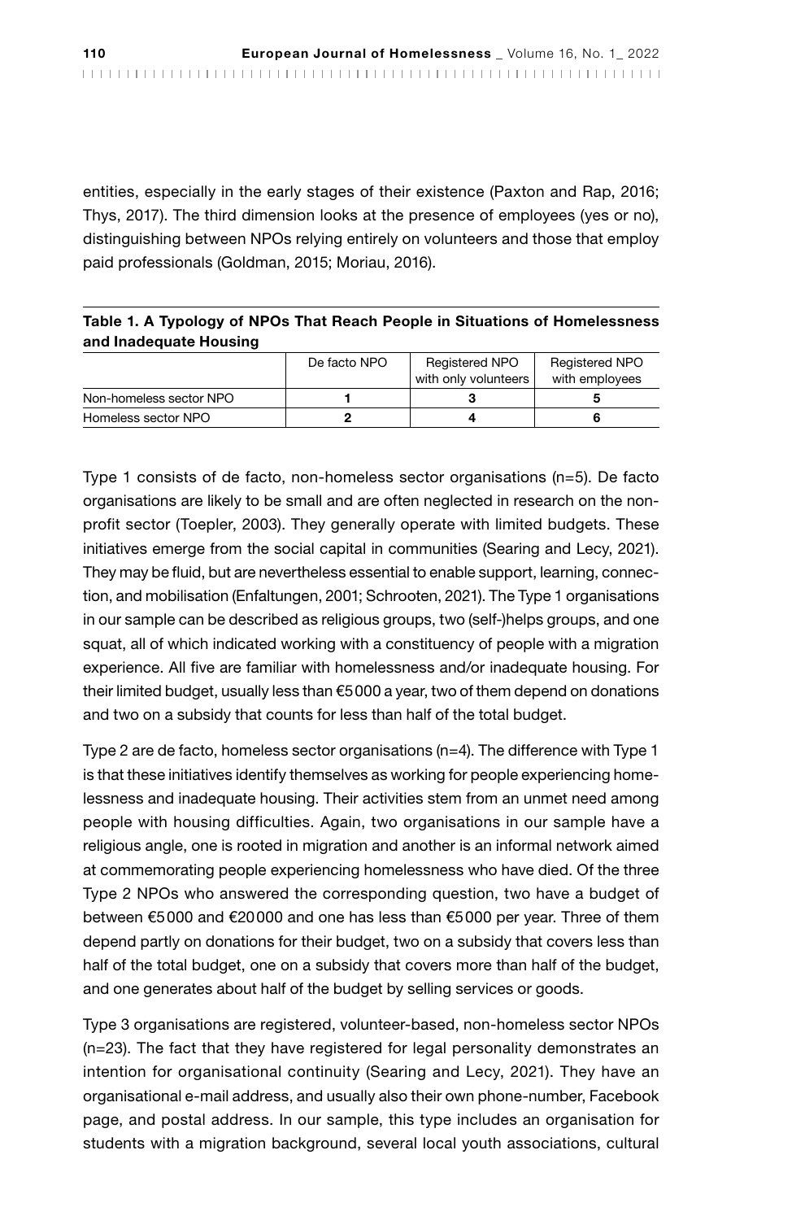entities, especially in the early stages of their existence (Paxton and Rap, 2016; Thys, 2017). The third dimension looks at the presence of employees (yes or no), distinguishing between NPOs relying entirely on volunteers and those that employ paid professionals (Goldman, 2015; Moriau, 2016).

**Table 1. A Typology of NPOs That Reach People in Situations of Homelessness and Inadequate Housing**

| | De facto NPO | Registered NPO with only volunteers | Registered NPO with employees |
|---|---|---|---|
| Non-homeless sector NPO | **1** | **3** | **5** |
| Homeless sector NPO | **2** | **4** | **6** |

Type 1 consists of de facto, non-homeless sector organisations (n=5). De facto organisations are likely to be small and are often neglected in research on the non-profit sector (Toepler, 2003). They generally operate with limited budgets. These initiatives emerge from the social capital in communities (Searing and Lecy, 2021). They may be fluid, but are nevertheless essential to enable support, learning, connection, and mobilisation (Enfaltungen, 2001; Schrooten, 2021). The Type 1 organisations in our sample can be described as religious groups, two (self-)helps groups, and one squat, all of which indicated working with a constituency of people with a migration experience. All five are familiar with homelessness and/or inadequate housing. For their limited budget, usually less than €5000 a year, two of them depend on donations and two on a subsidy that counts for less than half of the total budget.

Type 2 are de facto, homeless sector organisations (n=4). The difference with Type 1 is that these initiatives identify themselves as working for people experiencing homelessness and inadequate housing. Their activities stem from an unmet need among people with housing difficulties. Again, two organisations in our sample have a religious angle, one is rooted in migration and another is an informal network aimed at commemorating people experiencing homelessness who have died. Of the three Type 2 NPOs who answered the corresponding question, two have a budget of between €5000 and €20000 and one has less than €5000 per year. Three of them depend partly on donations for their budget, two on a subsidy that covers less than half of the total budget, one on a subsidy that covers more than half of the budget, and one generates about half of the budget by selling services or goods.

Type 3 organisations are registered, volunteer-based, non-homeless sector NPOs (n=23). The fact that they have registered for legal personality demonstrates an intention for organisational continuity (Searing and Lecy, 2021). They have an organisational e-mail address, and usually also their own phone-number, Facebook page, and postal address. In our sample, this type includes an organisation for students with a migration background, several local youth associations, cultural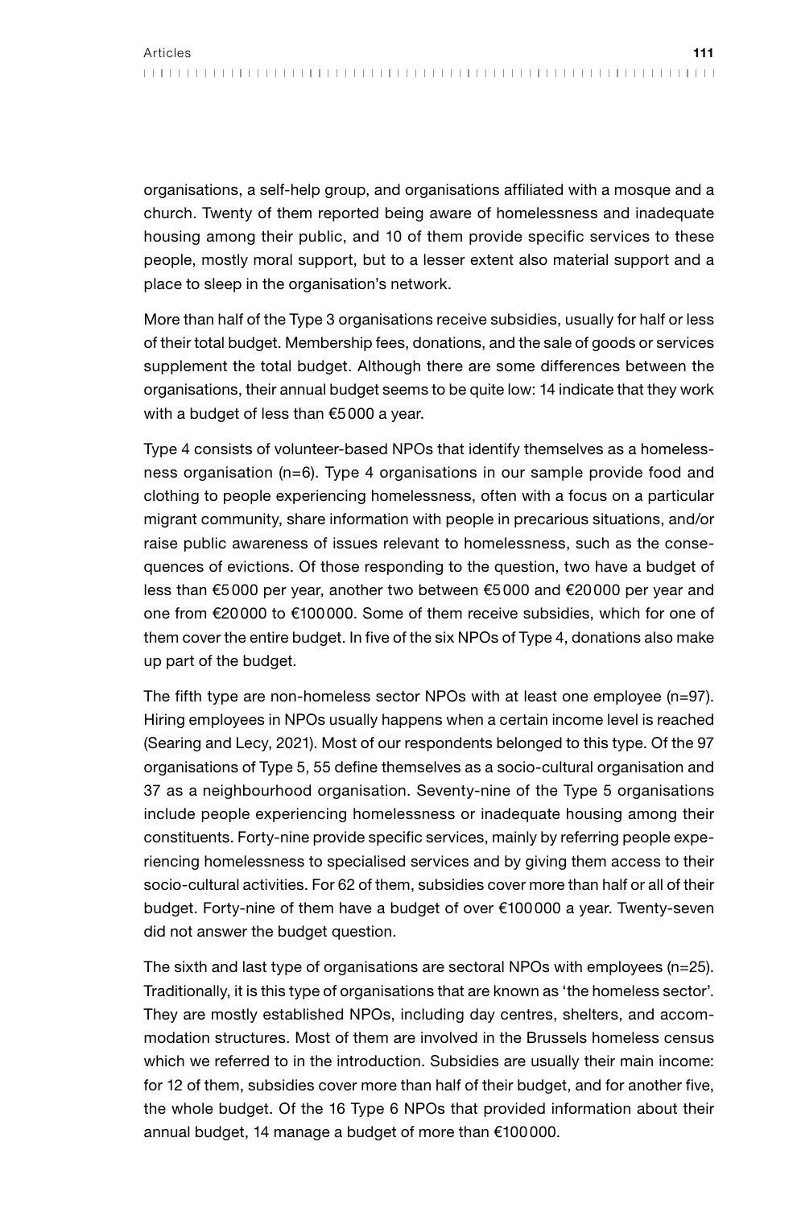organisations, a self-help group, and organisations affiliated with a mosque and a church. Twenty of them reported being aware of homelessness and inadequate housing among their public, and 10 of them provide specific services to these people, mostly moral support, but to a lesser extent also material support and a place to sleep in the organisation's network.

More than half of the Type 3 organisations receive subsidies, usually for half or less of their total budget. Membership fees, donations, and the sale of goods or services supplement the total budget. Although there are some differences between the organisations, their annual budget seems to be quite low: 14 indicate that they work with a budget of less than €5000 a year.

Type 4 consists of volunteer-based NPOs that identify themselves as a homelessness organisation (n=6). Type 4 organisations in our sample provide food and clothing to people experiencing homelessness, often with a focus on a particular migrant community, share information with people in precarious situations, and/or raise public awareness of issues relevant to homelessness, such as the consequences of evictions. Of those responding to the question, two have a budget of less than €5000 per year, another two between €5000 and €20000 per year and one from €20000 to €100000. Some of them receive subsidies, which for one of them cover the entire budget. In five of the six NPOs of Type 4, donations also make up part of the budget.

The fifth type are non-homeless sector NPOs with at least one employee (n=97). Hiring employees in NPOs usually happens when a certain income level is reached (Searing and Lecy, 2021). Most of our respondents belonged to this type. Of the 97 organisations of Type 5, 55 define themselves as a socio-cultural organisation and 37 as a neighbourhood organisation. Seventy-nine of the Type 5 organisations include people experiencing homelessness or inadequate housing among their constituents. Forty-nine provide specific services, mainly by referring people experiencing homelessness to specialised services and by giving them access to their socio-cultural activities. For 62 of them, subsidies cover more than half or all of their budget. Forty-nine of them have a budget of over €100000 a year. Twenty-seven did not answer the budget question.

The sixth and last type of organisations are sectoral NPOs with employees (n=25). Traditionally, it is this type of organisations that are known as 'the homeless sector'. They are mostly established NPOs, including day centres, shelters, and accommodation structures. Most of them are involved in the Brussels homeless census which we referred to in the introduction. Subsidies are usually their main income: for 12 of them, subsidies cover more than half of their budget, and for another five, the whole budget. Of the 16 Type 6 NPOs that provided information about their annual budget, 14 manage a budget of more than €100000.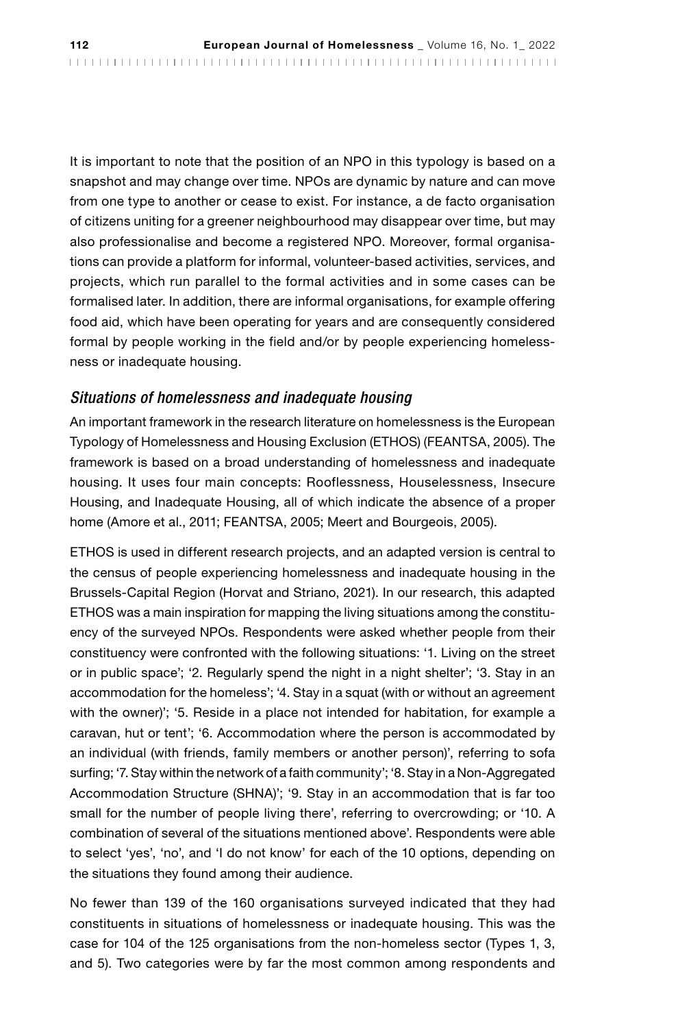It is important to note that the position of an NPO in this typology is based on a snapshot and may change over time. NPOs are dynamic by nature and can move from one type to another or cease to exist. For instance, a de facto organisation of citizens uniting for a greener neighbourhood may disappear over time, but may also professionalise and become a registered NPO. Moreover, formal organisations can provide a platform for informal, volunteer-based activities, services, and projects, which run parallel to the formal activities and in some cases can be formalised later. In addition, there are informal organisations, for example offering food aid, which have been operating for years and are consequently considered formal by people working in the field and/or by people experiencing homelessness or inadequate housing.

### *Situations of homelessness and inadequate housing*

An important framework in the research literature on homelessness is the European Typology of Homelessness and Housing Exclusion (ETHOS) (FEANTSA, 2005). The framework is based on a broad understanding of homelessness and inadequate housing. It uses four main concepts: Rooflessness, Houselessness, Insecure Housing, and Inadequate Housing, all of which indicate the absence of a proper home (Amore et al., 2011; FEANTSA, 2005; Meert and Bourgeois, 2005).

ETHOS is used in different research projects, and an adapted version is central to the census of people experiencing homelessness and inadequate housing in the Brussels-Capital Region (Horvat and Striano, 2021). In our research, this adapted ETHOS was a main inspiration for mapping the living situations among the constituency of the surveyed NPOs. Respondents were asked whether people from their constituency were confronted with the following situations: '1. Living on the street or in public space'; '2. Regularly spend the night in a night shelter'; '3. Stay in an accommodation for the homeless'; '4. Stay in a squat (with or without an agreement with the owner)'; '5. Reside in a place not intended for habitation, for example a caravan, hut or tent'; '6. Accommodation where the person is accommodated by an individual (with friends, family members or another person)', referring to sofa surfing; '7. Stay within the network of a faith community'; '8. Stay in a Non-Aggregated Accommodation Structure (SHNA)'; '9. Stay in an accommodation that is far too small for the number of people living there', referring to overcrowding; or '10. A combination of several of the situations mentioned above'. Respondents were able to select 'yes', 'no', and 'I do not know' for each of the 10 options, depending on the situations they found among their audience.

No fewer than 139 of the 160 organisations surveyed indicated that they had constituents in situations of homelessness or inadequate housing. This was the case for 104 of the 125 organisations from the non-homeless sector (Types 1, 3, and 5). Two categories were by far the most common among respondents and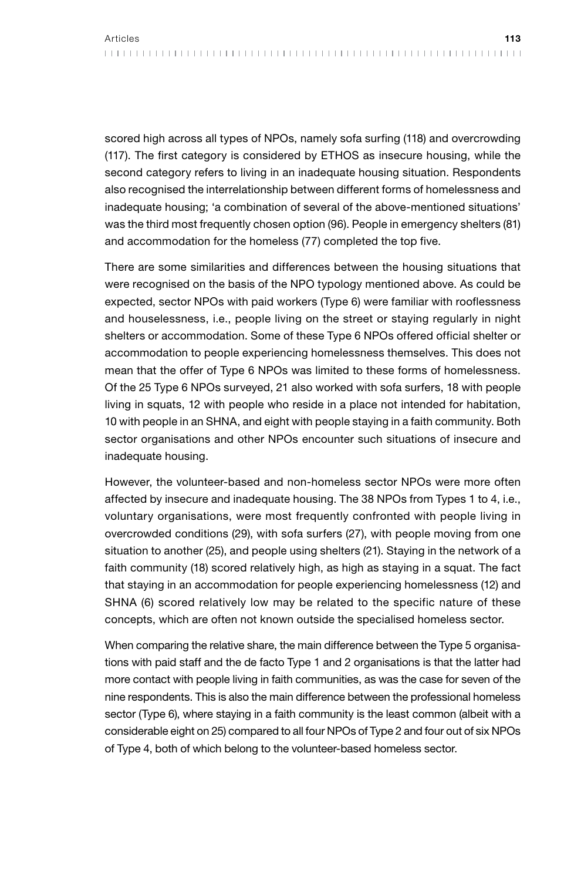scored high across all types of NPOs, namely sofa surfing (118) and overcrowding (117). The first category is considered by ETHOS as insecure housing, while the second category refers to living in an inadequate housing situation. Respondents also recognised the interrelationship between different forms of homelessness and inadequate housing; 'a combination of several of the above-mentioned situations' was the third most frequently chosen option (96). People in emergency shelters (81) and accommodation for the homeless (77) completed the top five.

There are some similarities and differences between the housing situations that were recognised on the basis of the NPO typology mentioned above. As could be expected, sector NPOs with paid workers (Type 6) were familiar with rooflessness and houselessness, i.e., people living on the street or staying regularly in night shelters or accommodation. Some of these Type 6 NPOs offered official shelter or accommodation to people experiencing homelessness themselves. This does not mean that the offer of Type 6 NPOs was limited to these forms of homelessness. Of the 25 Type 6 NPOs surveyed, 21 also worked with sofa surfers, 18 with people living in squats, 12 with people who reside in a place not intended for habitation, 10 with people in an SHNA, and eight with people staying in a faith community. Both sector organisations and other NPOs encounter such situations of insecure and inadequate housing.

However, the volunteer-based and non-homeless sector NPOs were more often affected by insecure and inadequate housing. The 38 NPOs from Types 1 to 4, i.e., voluntary organisations, were most frequently confronted with people living in overcrowded conditions (29), with sofa surfers (27), with people moving from one situation to another (25), and people using shelters (21). Staying in the network of a faith community (18) scored relatively high, as high as staying in a squat. The fact that staying in an accommodation for people experiencing homelessness (12) and SHNA (6) scored relatively low may be related to the specific nature of these concepts, which are often not known outside the specialised homeless sector.

When comparing the relative share, the main difference between the Type 5 organisations with paid staff and the de facto Type 1 and 2 organisations is that the latter had more contact with people living in faith communities, as was the case for seven of the nine respondents. This is also the main difference between the professional homeless sector (Type 6), where staying in a faith community is the least common (albeit with a considerable eight on 25) compared to all four NPOs of Type 2 and four out of six NPOs of Type 4, both of which belong to the volunteer-based homeless sector.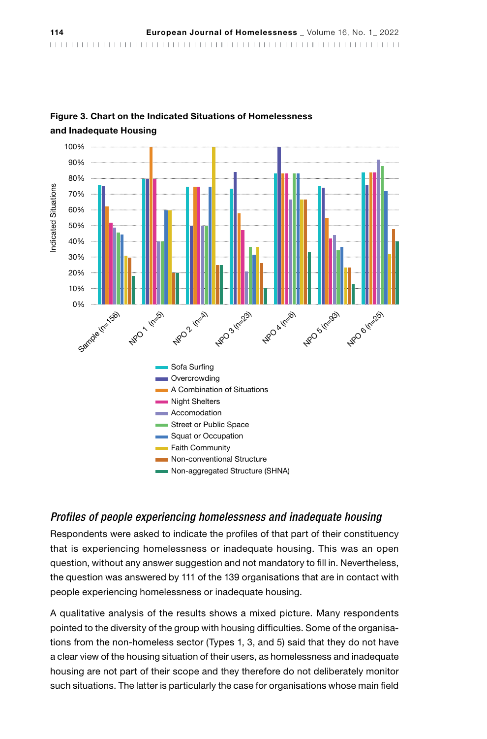**Figure 3. Chart on the Indicated Situations of Homelessness and Inadequate Housing**

### *Profiles of people experiencing homelessness and inadequate housing*

Respondents were asked to indicate the profiles of that part of their constituency that is experiencing homelessness or inadequate housing. This was an open question, without any answer suggestion and not mandatory to fill in. Nevertheless, the question was answered by 111 of the 139 organisations that are in contact with people experiencing homelessness or inadequate housing.

A qualitative analysis of the results shows a mixed picture. Many respondents pointed to the diversity of the group with housing difficulties. Some of the organisations from the non-homeless sector (Types 1, 3, and 5) said that they do not have a clear view of the housing situation of their users, as homelessness and inadequate housing are not part of their scope and they therefore do not deliberately monitor such situations. The latter is particularly the case for organisations whose main field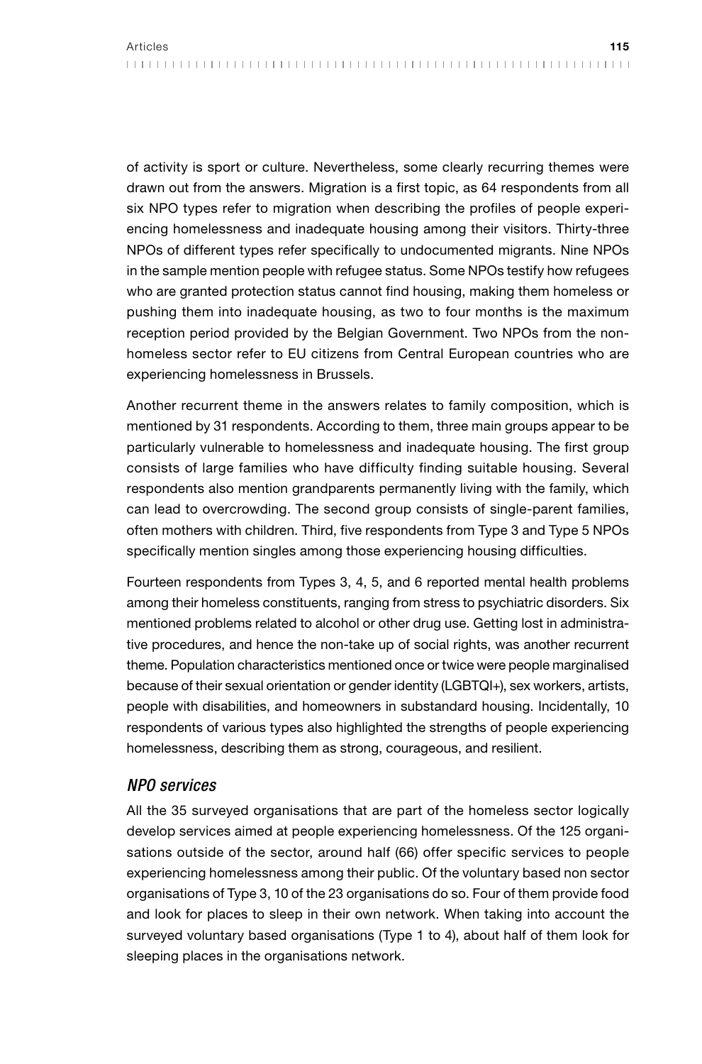of activity is sport or culture. Nevertheless, some clearly recurring themes were drawn out from the answers. Migration is a first topic, as 64 respondents from all six NPO types refer to migration when describing the profiles of people experiencing homelessness and inadequate housing among their visitors. Thirty-three NPOs of different types refer specifically to undocumented migrants. Nine NPOs in the sample mention people with refugee status. Some NPOs testify how refugees who are granted protection status cannot find housing, making them homeless or pushing them into inadequate housing, as two to four months is the maximum reception period provided by the Belgian Government. Two NPOs from the non-homeless sector refer to EU citizens from Central European countries who are experiencing homelessness in Brussels.

Another recurrent theme in the answers relates to family composition, which is mentioned by 31 respondents. According to them, three main groups appear to be particularly vulnerable to homelessness and inadequate housing. The first group consists of large families who have difficulty finding suitable housing. Several respondents also mention grandparents permanently living with the family, which can lead to overcrowding. The second group consists of single-parent families, often mothers with children. Third, five respondents from Type 3 and Type 5 NPOs specifically mention singles among those experiencing housing difficulties.

Fourteen respondents from Types 3, 4, 5, and 6 reported mental health problems among their homeless constituents, ranging from stress to psychiatric disorders. Six mentioned problems related to alcohol or other drug use. Getting lost in administrative procedures, and hence the non-take up of social rights, was another recurrent theme. Population characteristics mentioned once or twice were people marginalised because of their sexual orientation or gender identity (LGBTQI+), sex workers, artists, people with disabilities, and homeowners in substandard housing. Incidentally, 10 respondents of various types also highlighted the strengths of people experiencing homelessness, describing them as strong, courageous, and resilient.

### *NPO services*

All the 35 surveyed organisations that are part of the homeless sector logically develop services aimed at people experiencing homelessness. Of the 125 organisations outside of the sector, around half (66) offer specific services to people experiencing homelessness among their public. Of the voluntary based non sector organisations of Type 3, 10 of the 23 organisations do so. Four of them provide food and look for places to sleep in their own network. When taking into account the surveyed voluntary based organisations (Type 1 to 4), about half of them look for sleeping places in the organisations network.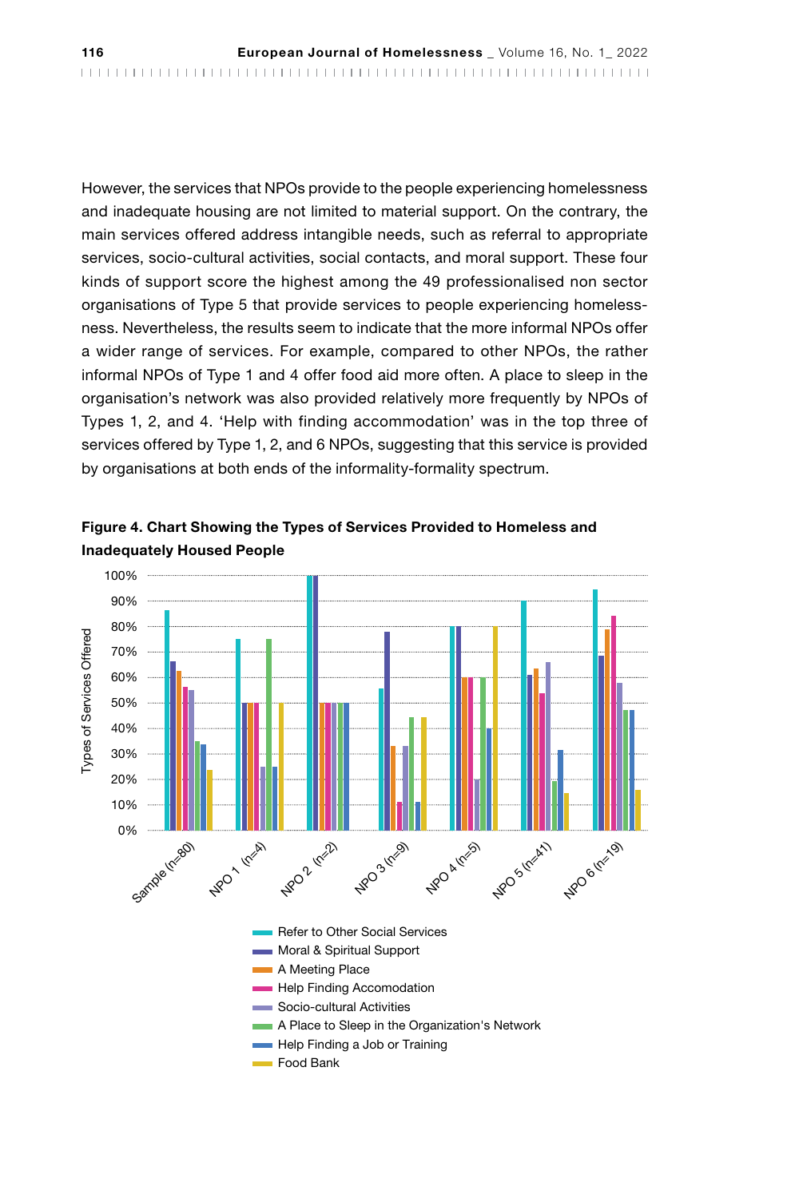However, the services that NPOs provide to the people experiencing homelessness and inadequate housing are not limited to material support. On the contrary, the main services offered address intangible needs, such as referral to appropriate services, socio-cultural activities, social contacts, and moral support. These four kinds of support score the highest among the 49 professionalised non sector organisations of Type 5 that provide services to people experiencing homelessness. Nevertheless, the results seem to indicate that the more informal NPOs offer a wider range of services. For example, compared to other NPOs, the rather informal NPOs of Type 1 and 4 offer food aid more often. A place to sleep in the organisation's network was also provided relatively more frequently by NPOs of Types 1, 2, and 4. 'Help with finding accommodation' was in the top three of services offered by Type 1, 2, and 6 NPOs, suggesting that this service is provided by organisations at both ends of the informality-formality spectrum.

**Figure 4. Chart Showing the Types of Services Provided to Homeless and Inadequately Housed People**

Types of Services Offered

100%
90%
80%
70%
60%
50%
40%
30%
20%
10%
0%

Sample (n=80)
NPO 1 (n=4)
NPO 2 (n=2)
NPO 3 (n=9)
NPO 4 (n=5)
NPO 5 (n=41)
NPO 6 (n=19)

- Refer to Other Social Services
- Moral & Spiritual Support
- A Meeting Place
- Help Finding Accomodation
- Socio-cultural Activities
- A Place to Sleep in the Organization's Network
- Help Finding a Job or Training
- Food Bank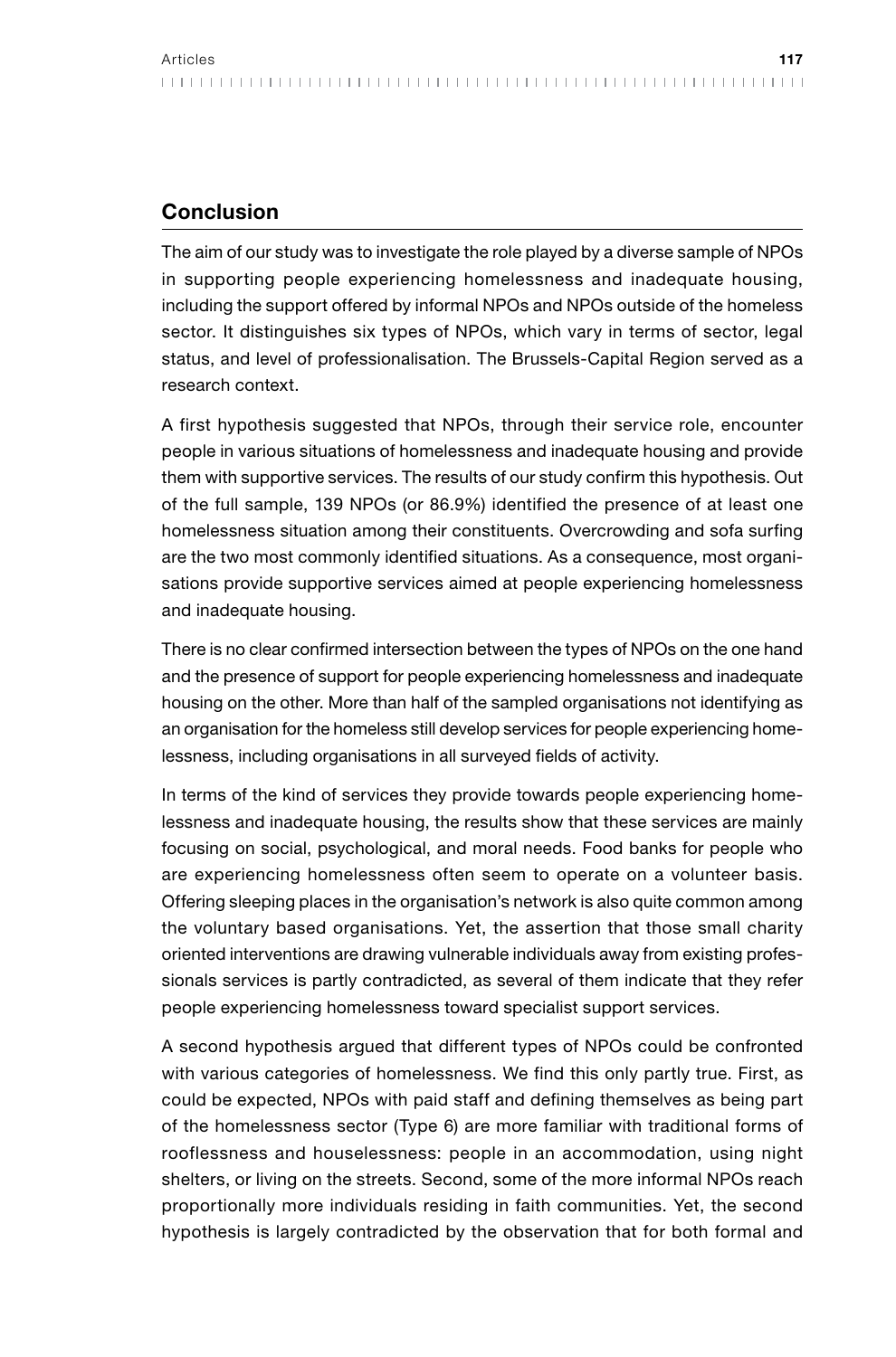## Conclusion

The aim of our study was to investigate the role played by a diverse sample of NPOs in supporting people experiencing homelessness and inadequate housing, including the support offered by informal NPOs and NPOs outside of the homeless sector. It distinguishes six types of NPOs, which vary in terms of sector, legal status, and level of professionalisation. The Brussels-Capital Region served as a research context.

A first hypothesis suggested that NPOs, through their service role, encounter people in various situations of homelessness and inadequate housing and provide them with supportive services. The results of our study confirm this hypothesis. Out of the full sample, 139 NPOs (or 86.9%) identified the presence of at least one homelessness situation among their constituents. Overcrowding and sofa surfing are the two most commonly identified situations. As a consequence, most organisations provide supportive services aimed at people experiencing homelessness and inadequate housing.

There is no clear confirmed intersection between the types of NPOs on the one hand and the presence of support for people experiencing homelessness and inadequate housing on the other. More than half of the sampled organisations not identifying as an organisation for the homeless still develop services for people experiencing homelessness, including organisations in all surveyed fields of activity.

In terms of the kind of services they provide towards people experiencing homelessness and inadequate housing, the results show that these services are mainly focusing on social, psychological, and moral needs. Food banks for people who are experiencing homelessness often seem to operate on a volunteer basis. Offering sleeping places in the organisation's network is also quite common among the voluntary based organisations. Yet, the assertion that those small charity oriented interventions are drawing vulnerable individuals away from existing professionals services is partly contradicted, as several of them indicate that they refer people experiencing homelessness toward specialist support services.

A second hypothesis argued that different types of NPOs could be confronted with various categories of homelessness. We find this only partly true. First, as could be expected, NPOs with paid staff and defining themselves as being part of the homelessness sector (Type 6) are more familiar with traditional forms of rooflessness and houselessness: people in an accommodation, using night shelters, or living on the streets. Second, some of the more informal NPOs reach proportionally more individuals residing in faith communities. Yet, the second hypothesis is largely contradicted by the observation that for both formal and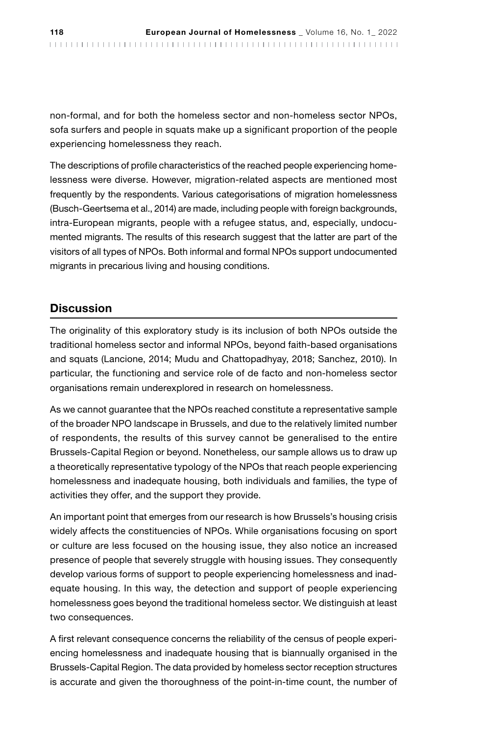non-formal, and for both the homeless sector and non-homeless sector NPOs, sofa surfers and people in squats make up a significant proportion of the people experiencing homelessness they reach.

The descriptions of profile characteristics of the reached people experiencing homelessness were diverse. However, migration-related aspects are mentioned most frequently by the respondents. Various categorisations of migration homelessness (Busch-Geertsema et al., 2014) are made, including people with foreign backgrounds, intra-European migrants, people with a refugee status, and, especially, undocumented migrants. The results of this research suggest that the latter are part of the visitors of all types of NPOs. Both informal and formal NPOs support undocumented migrants in precarious living and housing conditions.

## Discussion

The originality of this exploratory study is its inclusion of both NPOs outside the traditional homeless sector and informal NPOs, beyond faith-based organisations and squats (Lancione, 2014; Mudu and Chattopadhyay, 2018; Sanchez, 2010). In particular, the functioning and service role of de facto and non-homeless sector organisations remain underexplored in research on homelessness.

As we cannot guarantee that the NPOs reached constitute a representative sample of the broader NPO landscape in Brussels, and due to the relatively limited number of respondents, the results of this survey cannot be generalised to the entire Brussels-Capital Region or beyond. Nonetheless, our sample allows us to draw up a theoretically representative typology of the NPOs that reach people experiencing homelessness and inadequate housing, both individuals and families, the type of activities they offer, and the support they provide.

An important point that emerges from our research is how Brussels's housing crisis widely affects the constituencies of NPOs. While organisations focusing on sport or culture are less focused on the housing issue, they also notice an increased presence of people that severely struggle with housing issues. They consequently develop various forms of support to people experiencing homelessness and inadequate housing. In this way, the detection and support of people experiencing homelessness goes beyond the traditional homeless sector. We distinguish at least two consequences.

A first relevant consequence concerns the reliability of the census of people experiencing homelessness and inadequate housing that is biannually organised in the Brussels-Capital Region. The data provided by homeless sector reception structures is accurate and given the thoroughness of the point-in-time count, the number of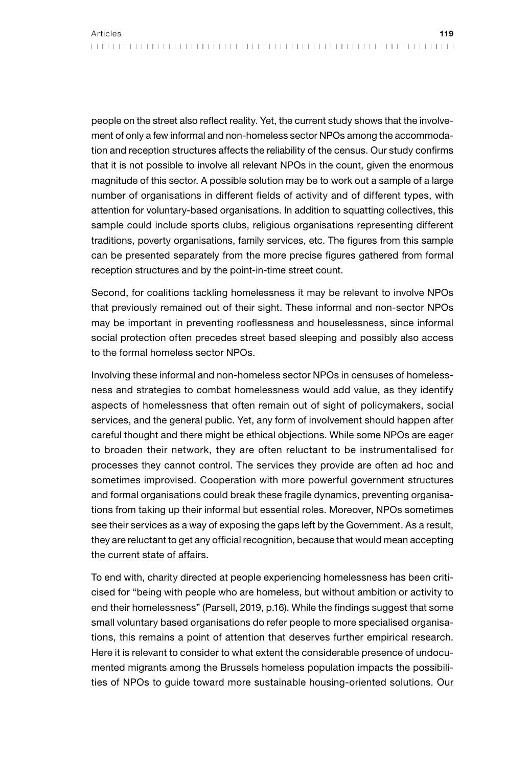people on the street also reflect reality. Yet, the current study shows that the involvement of only a few informal and non-homeless sector NPOs among the accommodation and reception structures affects the reliability of the census. Our study confirms that it is not possible to involve all relevant NPOs in the count, given the enormous magnitude of this sector. A possible solution may be to work out a sample of a large number of organisations in different fields of activity and of different types, with attention for voluntary-based organisations. In addition to squatting collectives, this sample could include sports clubs, religious organisations representing different traditions, poverty organisations, family services, etc. The figures from this sample can be presented separately from the more precise figures gathered from formal reception structures and by the point-in-time street count.

Second, for coalitions tackling homelessness it may be relevant to involve NPOs that previously remained out of their sight. These informal and non-sector NPOs may be important in preventing rooflessness and houselessness, since informal social protection often precedes street based sleeping and possibly also access to the formal homeless sector NPOs.

Involving these informal and non-homeless sector NPOs in censuses of homelessness and strategies to combat homelessness would add value, as they identify aspects of homelessness that often remain out of sight of policymakers, social services, and the general public. Yet, any form of involvement should happen after careful thought and there might be ethical objections. While some NPOs are eager to broaden their network, they are often reluctant to be instrumentalised for processes they cannot control. The services they provide are often ad hoc and sometimes improvised. Cooperation with more powerful government structures and formal organisations could break these fragile dynamics, preventing organisations from taking up their informal but essential roles. Moreover, NPOs sometimes see their services as a way of exposing the gaps left by the Government. As a result, they are reluctant to get any official recognition, because that would mean accepting the current state of affairs.

To end with, charity directed at people experiencing homelessness has been criticised for "being with people who are homeless, but without ambition or activity to end their homelessness" (Parsell, 2019, p.16). While the findings suggest that some small voluntary based organisations do refer people to more specialised organisations, this remains a point of attention that deserves further empirical research. Here it is relevant to consider to what extent the considerable presence of undocumented migrants among the Brussels homeless population impacts the possibilities of NPOs to guide toward more sustainable housing-oriented solutions. Our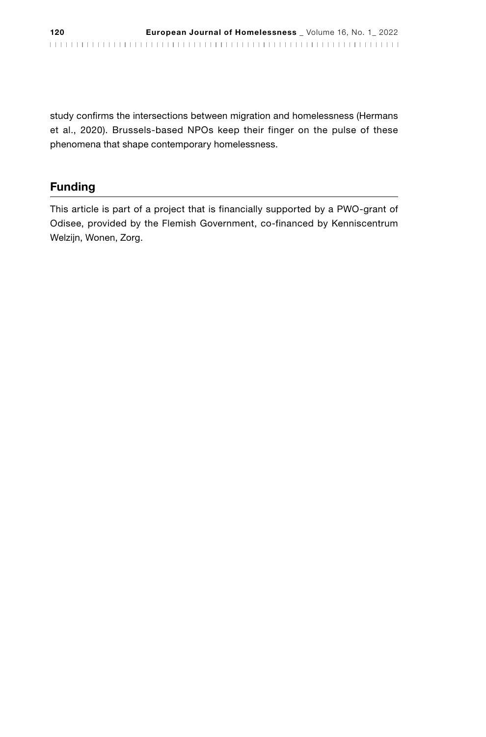study confirms the intersections between migration and homelessness (Hermans et al., 2020). Brussels-based NPOs keep their finger on the pulse of these phenomena that shape contemporary homelessness.

## Funding

This article is part of a project that is financially supported by a PWO-grant of Odisee, provided by the Flemish Government, co-financed by Kenniscentrum Welzijn, Wonen, Zorg.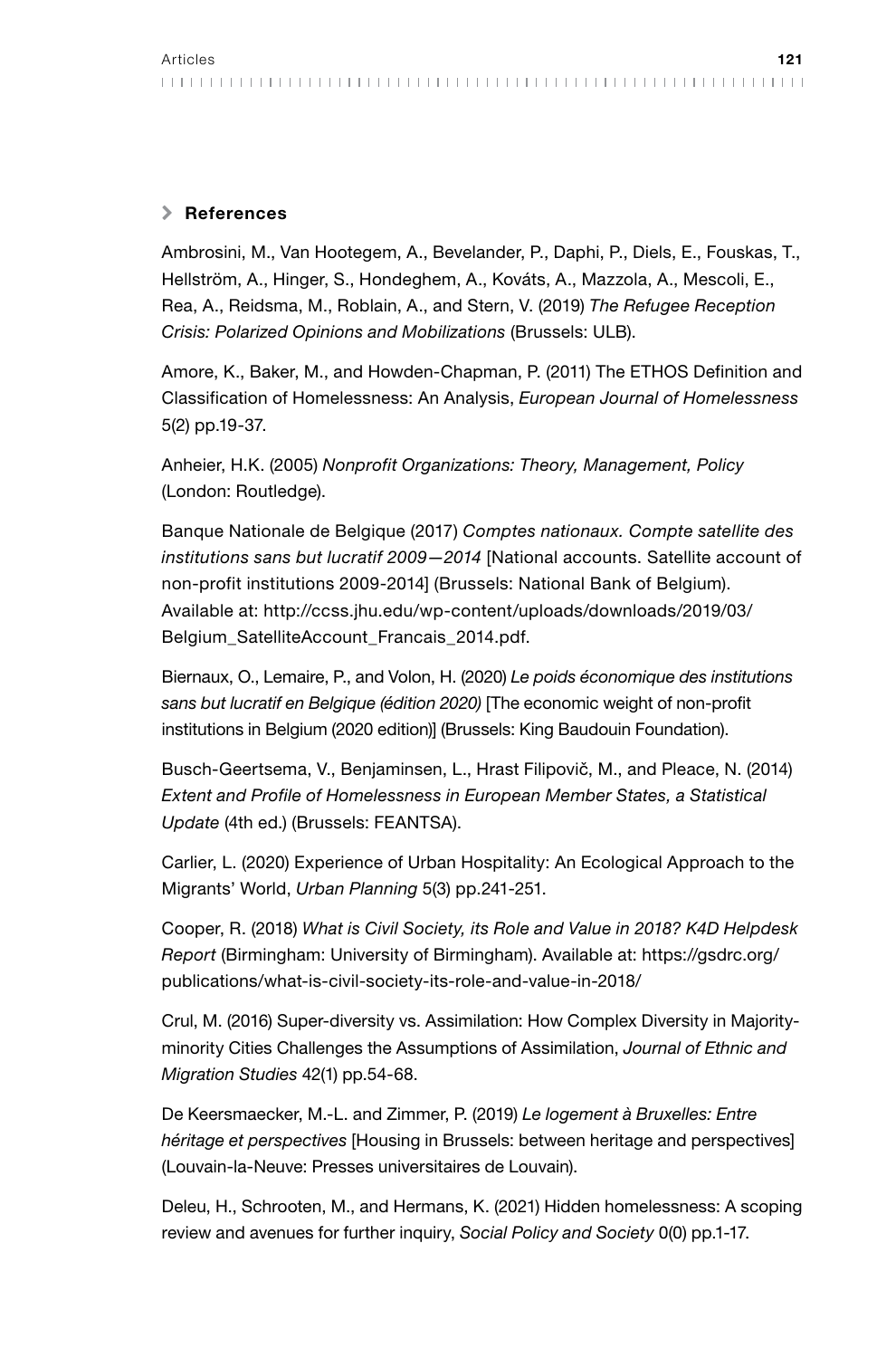## References

Ambrosini, M., Van Hootegem, A., Bevelander, P., Daphi, P., Diels, E., Fouskas, T., Hellström, A., Hinger, S., Hondeghem, A., Kováts, A., Mazzola, A., Mescoli, E., Rea, A., Reidsma, M., Roblain, A., and Stern, V. (2019) *The Refugee Reception Crisis: Polarized Opinions and Mobilizations* (Brussels: ULB).

Amore, K., Baker, M., and Howden-Chapman, P. (2011) The ETHOS Definition and Classification of Homelessness: An Analysis, *European Journal of Homelessness* 5(2) pp.19-37.

Anheier, H.K. (2005) *Nonprofit Organizations: Theory, Management, Policy* (London: Routledge).

Banque Nationale de Belgique (2017) *Comptes nationaux. Compte satellite des institutions sans but lucratif 2009—2014* [National accounts. Satellite account of non-profit institutions 2009-2014] (Brussels: National Bank of Belgium). Available at: http://ccss.jhu.edu/wp-content/uploads/downloads/2019/03/Belgium_SatelliteAccount_Francais_2014.pdf.

Biernaux, O., Lemaire, P., and Volon, H. (2020) *Le poids économique des institutions sans but lucratif en Belgique (édition 2020)* [The economic weight of non-profit institutions in Belgium (2020 edition)] (Brussels: King Baudouin Foundation).

Busch-Geertsema, V., Benjaminsen, L., Hrast Filipovič, M., and Pleace, N. (2014) *Extent and Profile of Homelessness in European Member States, a Statistical Update* (4th ed.) (Brussels: FEANTSA).

Carlier, L. (2020) Experience of Urban Hospitality: An Ecological Approach to the Migrants' World, *Urban Planning* 5(3) pp.241-251.

Cooper, R. (2018) *What is Civil Society, its Role and Value in 2018? K4D Helpdesk Report* (Birmingham: University of Birmingham). Available at: https://gsdrc.org/publications/what-is-civil-society-its-role-and-value-in-2018/

Crul, M. (2016) Super-diversity vs. Assimilation: How Complex Diversity in Majority-minority Cities Challenges the Assumptions of Assimilation, *Journal of Ethnic and Migration Studies* 42(1) pp.54-68.

De Keersmaecker, M.-L. and Zimmer, P. (2019) *Le logement à Bruxelles: Entre héritage et perspectives* [Housing in Brussels: between heritage and perspectives] (Louvain-la-Neuve: Presses universitaires de Louvain).

Deleu, H., Schrooten, M., and Hermans, K. (2021) Hidden homelessness: A scoping review and avenues for further inquiry, *Social Policy and Society* 0(0) pp.1-17.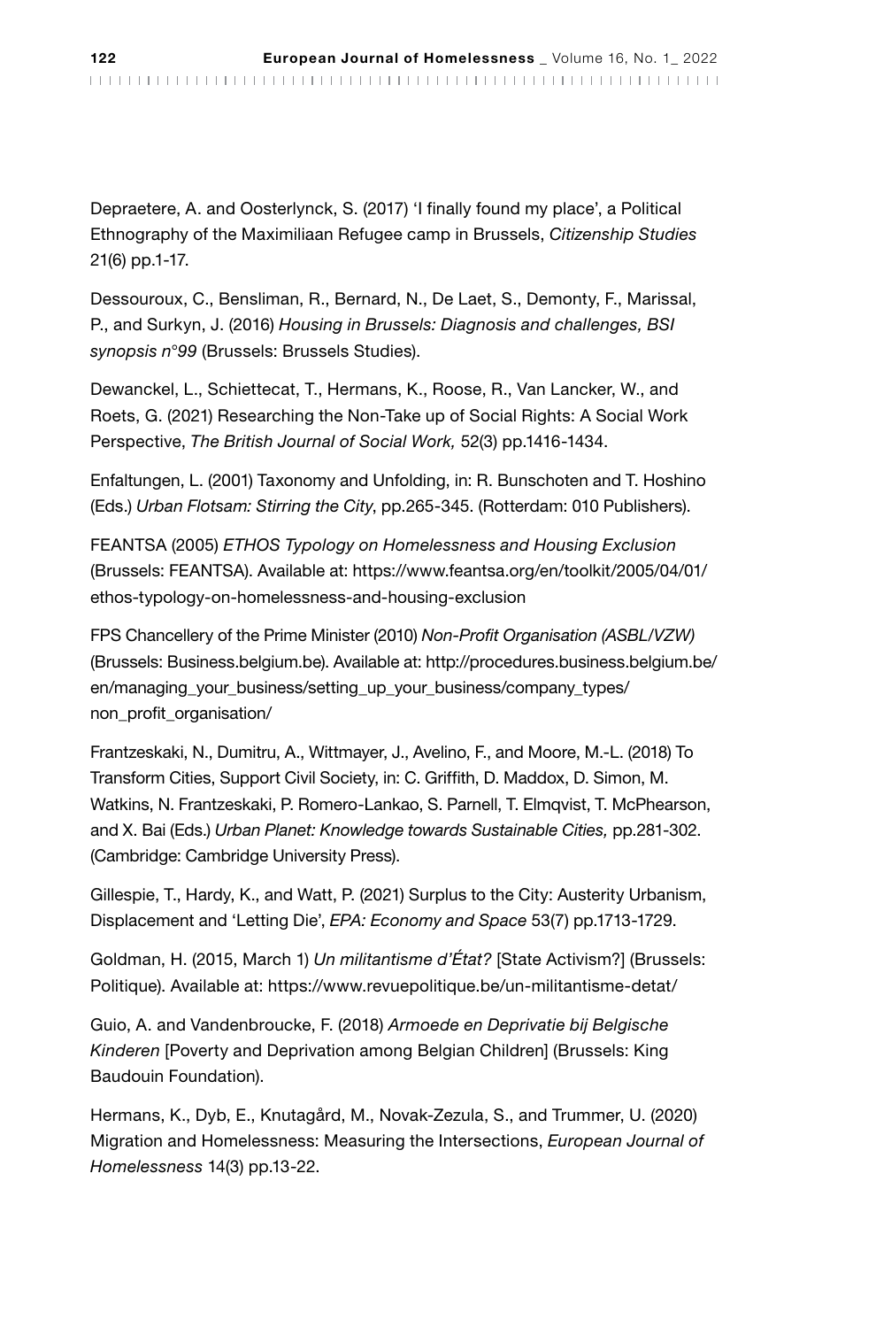Depraetere, A. and Oosterlynck, S. (2017) 'I finally found my place', a Political Ethnography of the Maximiliaan Refugee camp in Brussels, *Citizenship Studies* 21(6) pp.1-17.

Dessouroux, C., Bensliman, R., Bernard, N., De Laet, S., Demonty, F., Marissal, P., and Surkyn, J. (2016) *Housing in Brussels: Diagnosis and challenges, BSI synopsis n°99* (Brussels: Brussels Studies).

Dewanckel, L., Schiettecat, T., Hermans, K., Roose, R., Van Lancker, W., and Roets, G. (2021) Researching the Non-Take up of Social Rights: A Social Work Perspective, *The British Journal of Social Work,* 52(3) pp.1416-1434.

Enfaltungen, L. (2001) Taxonomy and Unfolding, in: R. Bunschoten and T. Hoshino (Eds.) *Urban Flotsam: Stirring the City*, pp.265-345. (Rotterdam: 010 Publishers).

FEANTSA (2005) *ETHOS Typology on Homelessness and Housing Exclusion* (Brussels: FEANTSA). Available at: https://www.feantsa.org/en/toolkit/2005/04/01/ethos-typology-on-homelessness-and-housing-exclusion

FPS Chancellery of the Prime Minister (2010) *Non-Profit Organisation (ASBL/VZW)* (Brussels: Business.belgium.be). Available at: http://procedures.business.belgium.be/en/managing_your_business/setting_up_your_business/company_types/non_profit_organisation/

Frantzeskaki, N., Dumitru, A., Wittmayer, J., Avelino, F., and Moore, M.-L. (2018) To Transform Cities, Support Civil Society, in: C. Griffith, D. Maddox, D. Simon, M. Watkins, N. Frantzeskaki, P. Romero-Lankao, S. Parnell, T. Elmqvist, T. McPhearson, and X. Bai (Eds.) *Urban Planet: Knowledge towards Sustainable Cities,* pp.281-302. (Cambridge: Cambridge University Press).

Gillespie, T., Hardy, K., and Watt, P. (2021) Surplus to the City: Austerity Urbanism, Displacement and 'Letting Die', *EPA: Economy and Space* 53(7) pp.1713-1729.

Goldman, H. (2015, March 1) *Un militantisme d'État?* [State Activism?] (Brussels: Politique). Available at: https://www.revuepolitique.be/un-militantisme-detat/

Guio, A. and Vandenbroucke, F. (2018) *Armoede en Deprivatie bij Belgische Kinderen* [Poverty and Deprivation among Belgian Children] (Brussels: King Baudouin Foundation).

Hermans, K., Dyb, E., Knutagård, M., Novak-Zezula, S., and Trummer, U. (2020) Migration and Homelessness: Measuring the Intersections, *European Journal of Homelessness* 14(3) pp.13-22.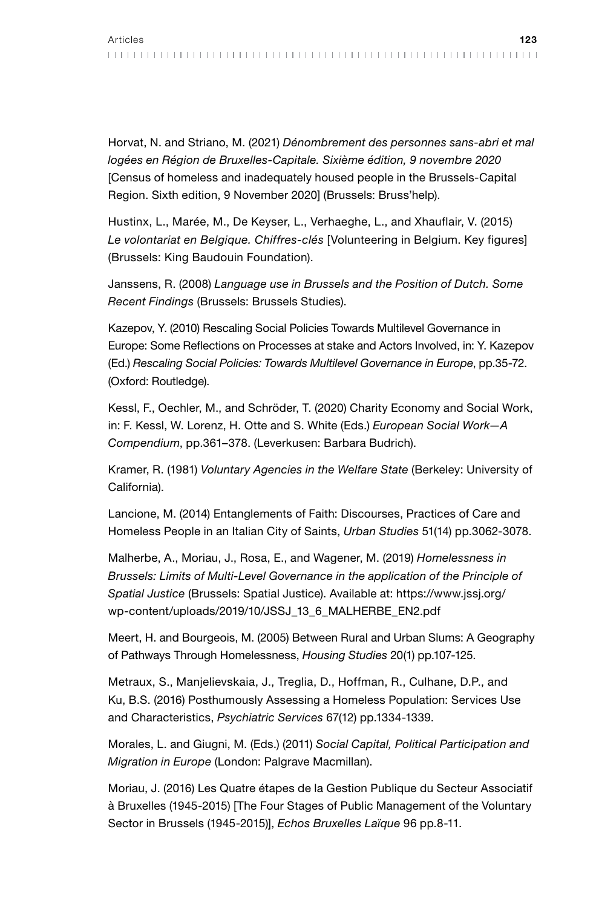Horvat, N. and Striano, M. (2021) *Dénombrement des personnes sans-abri et mal logées en Région de Bruxelles-Capitale. Sixième édition, 9 novembre 2020* [Census of homeless and inadequately housed people in the Brussels-Capital Region. Sixth edition, 9 November 2020] (Brussels: Bruss'help).

Hustinx, L., Marée, M., De Keyser, L., Verhaeghe, L., and Xhauflair, V. (2015) *Le volontariat en Belgique. Chiffres-clés* [Volunteering in Belgium. Key figures] (Brussels: King Baudouin Foundation).

Janssens, R. (2008) *Language use in Brussels and the Position of Dutch. Some Recent Findings* (Brussels: Brussels Studies).

Kazepov, Y. (2010) Rescaling Social Policies Towards Multilevel Governance in Europe: Some Reflections on Processes at stake and Actors Involved, in: Y. Kazepov (Ed.) *Rescaling Social Policies: Towards Multilevel Governance in Europe*, pp.35-72. (Oxford: Routledge).

Kessl, F., Oechler, M., and Schröder, T. (2020) Charity Economy and Social Work, in: F. Kessl, W. Lorenz, H. Otte and S. White (Eds.) *European Social Work—A Compendium*, pp.361–378. (Leverkusen: Barbara Budrich).

Kramer, R. (1981) *Voluntary Agencies in the Welfare State* (Berkeley: University of California).

Lancione, M. (2014) Entanglements of Faith: Discourses, Practices of Care and Homeless People in an Italian City of Saints, *Urban Studies* 51(14) pp.3062-3078.

Malherbe, A., Moriau, J., Rosa, E., and Wagener, M. (2019) *Homelessness in Brussels: Limits of Multi-Level Governance in the application of the Principle of Spatial Justice* (Brussels: Spatial Justice). Available at: https://www.jssj.org/wp-content/uploads/2019/10/JSSJ_13_6_MALHERBE_EN2.pdf

Meert, H. and Bourgeois, M. (2005) Between Rural and Urban Slums: A Geography of Pathways Through Homelessness, *Housing Studies* 20(1) pp.107-125.

Metraux, S., Manjelievskaia, J., Treglia, D., Hoffman, R., Culhane, D.P., and Ku, B.S. (2016) Posthumously Assessing a Homeless Population: Services Use and Characteristics, *Psychiatric Services* 67(12) pp.1334-1339.

Morales, L. and Giugni, M. (Eds.) (2011) *Social Capital, Political Participation and Migration in Europe* (London: Palgrave Macmillan).

Moriau, J. (2016) Les Quatre étapes de la Gestion Publique du Secteur Associatif à Bruxelles (1945-2015) [The Four Stages of Public Management of the Voluntary Sector in Brussels (1945-2015)], *Echos Bruxelles Laïque* 96 pp.8-11.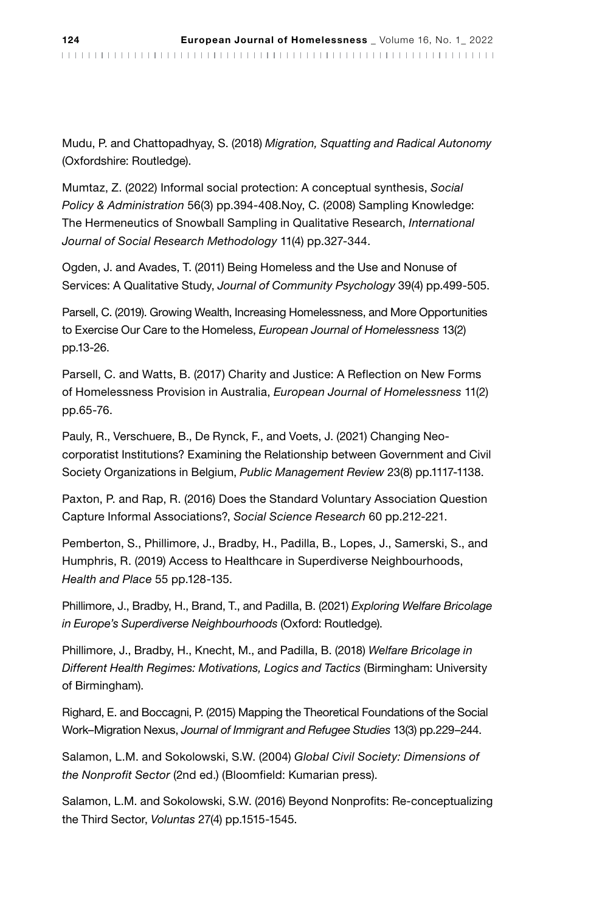Mudu, P. and Chattopadhyay, S. (2018) *Migration, Squatting and Radical Autonomy* (Oxfordshire: Routledge).

Mumtaz, Z. (2022) Informal social protection: A conceptual synthesis, *Social Policy & Administration* 56(3) pp.394-408.Noy, C. (2008) Sampling Knowledge: The Hermeneutics of Snowball Sampling in Qualitative Research, *International Journal of Social Research Methodology* 11(4) pp.327-344.

Ogden, J. and Avades, T. (2011) Being Homeless and the Use and Nonuse of Services: A Qualitative Study, *Journal of Community Psychology* 39(4) pp.499-505.

Parsell, C. (2019). Growing Wealth, Increasing Homelessness, and More Opportunities to Exercise Our Care to the Homeless, *European Journal of Homelessness* 13(2) pp.13-26.

Parsell, C. and Watts, B. (2017) Charity and Justice: A Reflection on New Forms of Homelessness Provision in Australia, *European Journal of Homelessness* 11(2) pp.65-76.

Pauly, R., Verschuere, B., De Rynck, F., and Voets, J. (2021) Changing Neo-corporatist Institutions? Examining the Relationship between Government and Civil Society Organizations in Belgium, *Public Management Review* 23(8) pp.1117-1138.

Paxton, P. and Rap, R. (2016) Does the Standard Voluntary Association Question Capture Informal Associations?, *Social Science Research* 60 pp.212-221.

Pemberton, S., Phillimore, J., Bradby, H., Padilla, B., Lopes, J., Samerski, S., and Humphris, R. (2019) Access to Healthcare in Superdiverse Neighbourhoods, *Health and Place* 55 pp.128-135.

Phillimore, J., Bradby, H., Brand, T., and Padilla, B. (2021) *Exploring Welfare Bricolage in Europe's Superdiverse Neighbourhoods* (Oxford: Routledge).

Phillimore, J., Bradby, H., Knecht, M., and Padilla, B. (2018) *Welfare Bricolage in Different Health Regimes: Motivations, Logics and Tactics* (Birmingham: University of Birmingham).

Righard, E. and Boccagni, P. (2015) Mapping the Theoretical Foundations of the Social Work–Migration Nexus, *Journal of Immigrant and Refugee Studies* 13(3) pp.229–244.

Salamon, L.M. and Sokolowski, S.W. (2004) *Global Civil Society: Dimensions of the Nonprofit Sector* (2nd ed.) (Bloomfield: Kumarian press).

Salamon, L.M. and Sokolowski, S.W. (2016) Beyond Nonprofits: Re-conceptualizing the Third Sector, *Voluntas* 27(4) pp.1515-1545.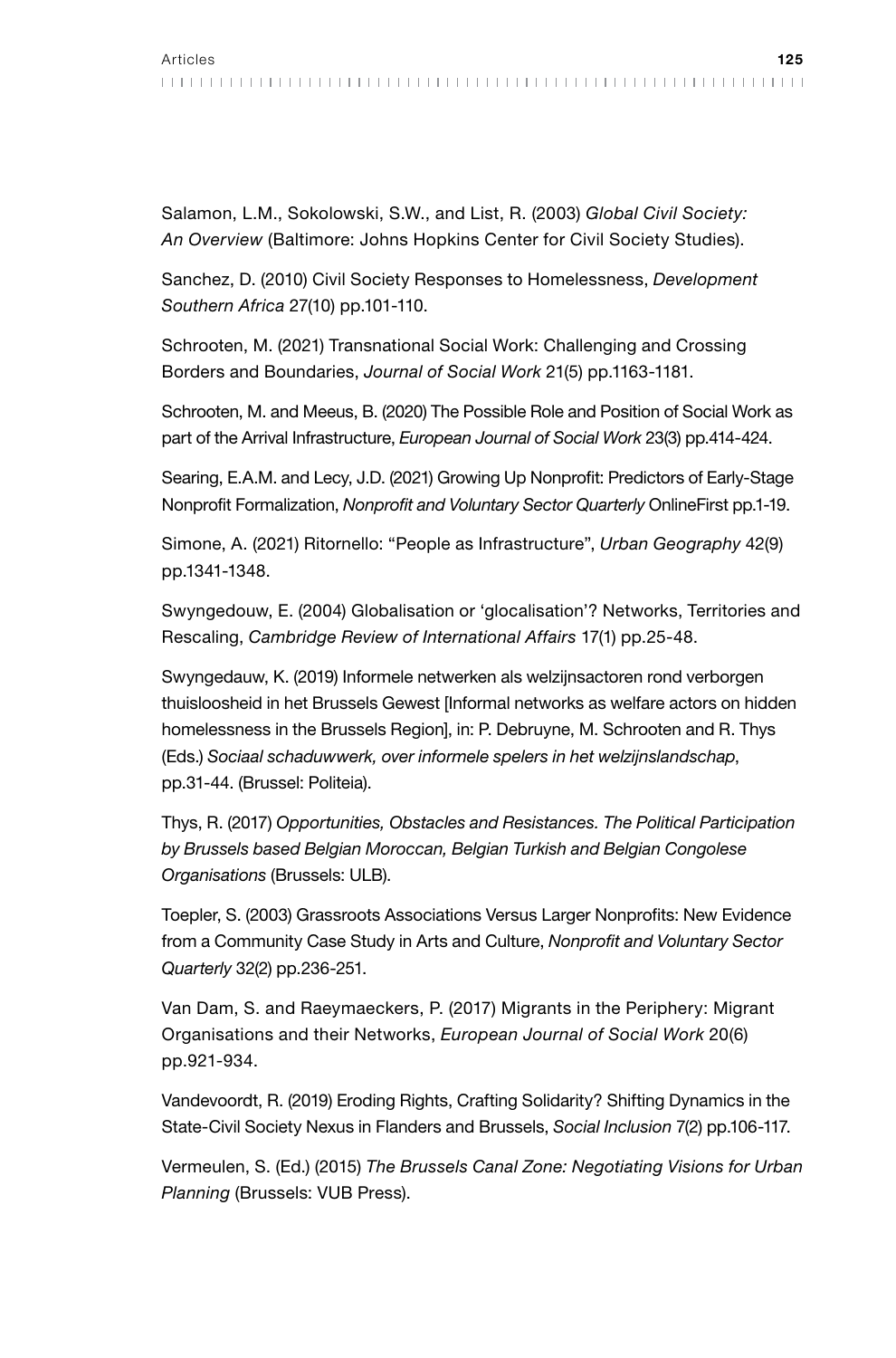Salamon, L.M., Sokolowski, S.W., and List, R. (2003) *Global Civil Society: An Overview* (Baltimore: Johns Hopkins Center for Civil Society Studies).

Sanchez, D. (2010) Civil Society Responses to Homelessness, *Development Southern Africa* 27(10) pp.101-110.

Schrooten, M. (2021) Transnational Social Work: Challenging and Crossing Borders and Boundaries, *Journal of Social Work* 21(5) pp.1163-1181.

Schrooten, M. and Meeus, B. (2020) The Possible Role and Position of Social Work as part of the Arrival Infrastructure, *European Journal of Social Work* 23(3) pp.414-424.

Searing, E.A.M. and Lecy, J.D. (2021) Growing Up Nonprofit: Predictors of Early-Stage Nonprofit Formalization, *Nonprofit and Voluntary Sector Quarterly* OnlineFirst pp.1-19.

Simone, A. (2021) Ritornello: "People as Infrastructure", *Urban Geography* 42(9) pp.1341-1348.

Swyngedouw, E. (2004) Globalisation or 'glocalisation'? Networks, Territories and Rescaling, *Cambridge Review of International Affairs* 17(1) pp.25-48.

Swyngedauw, K. (2019) Informele netwerken als welzijnsactoren rond verborgen thuisloosheid in het Brussels Gewest [Informal networks as welfare actors on hidden homelessness in the Brussels Region], in: P. Debruyne, M. Schrooten and R. Thys (Eds.) *Sociaal schaduwwerk, over informele spelers in het welzijnslandschap*, pp.31-44. (Brussel: Politeia).

Thys, R. (2017) *Opportunities, Obstacles and Resistances. The Political Participation by Brussels based Belgian Moroccan, Belgian Turkish and Belgian Congolese Organisations* (Brussels: ULB).

Toepler, S. (2003) Grassroots Associations Versus Larger Nonprofits: New Evidence from a Community Case Study in Arts and Culture, *Nonprofit and Voluntary Sector Quarterly* 32(2) pp.236-251.

Van Dam, S. and Raeymaeckers, P. (2017) Migrants in the Periphery: Migrant Organisations and their Networks, *European Journal of Social Work* 20(6) pp.921-934.

Vandevoordt, R. (2019) Eroding Rights, Crafting Solidarity? Shifting Dynamics in the State-Civil Society Nexus in Flanders and Brussels, *Social Inclusion* 7(2) pp.106-117.

Vermeulen, S. (Ed.) (2015) *The Brussels Canal Zone: Negotiating Visions for Urban Planning* (Brussels: VUB Press).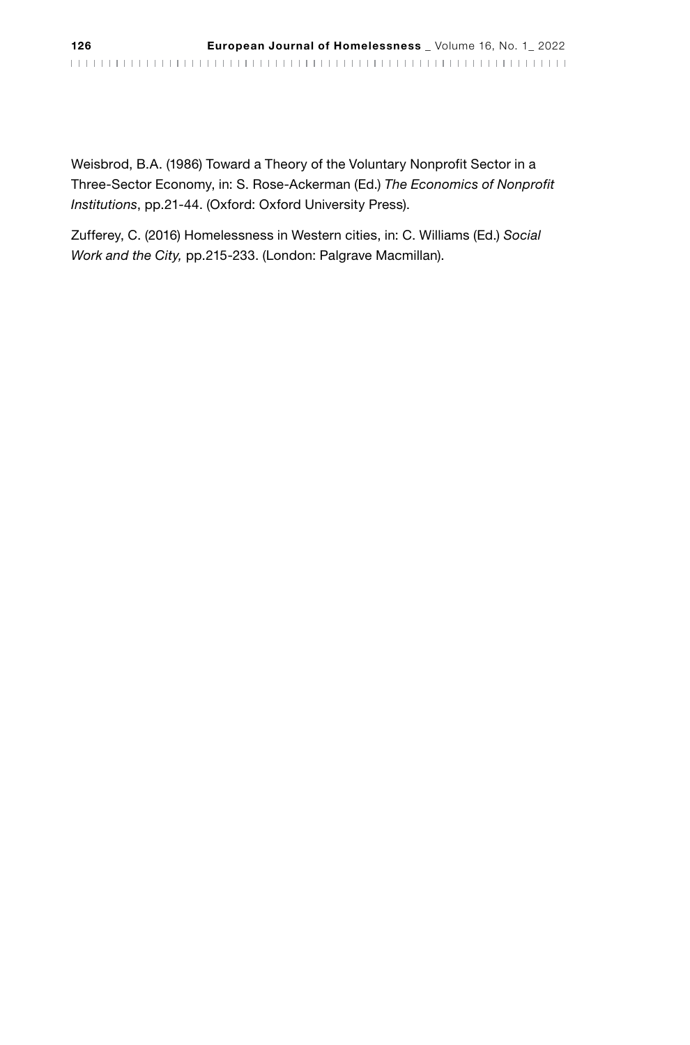Weisbrod, B.A. (1986) Toward a Theory of the Voluntary Nonprofit Sector in a Three-Sector Economy, in: S. Rose-Ackerman (Ed.) *The Economics of Nonprofit Institutions*, pp.21-44. (Oxford: Oxford University Press).

Zufferey, C. (2016) Homelessness in Western cities, in: C. Williams (Ed.) *Social Work and the City,* pp.215-233. (London: Palgrave Macmillan).